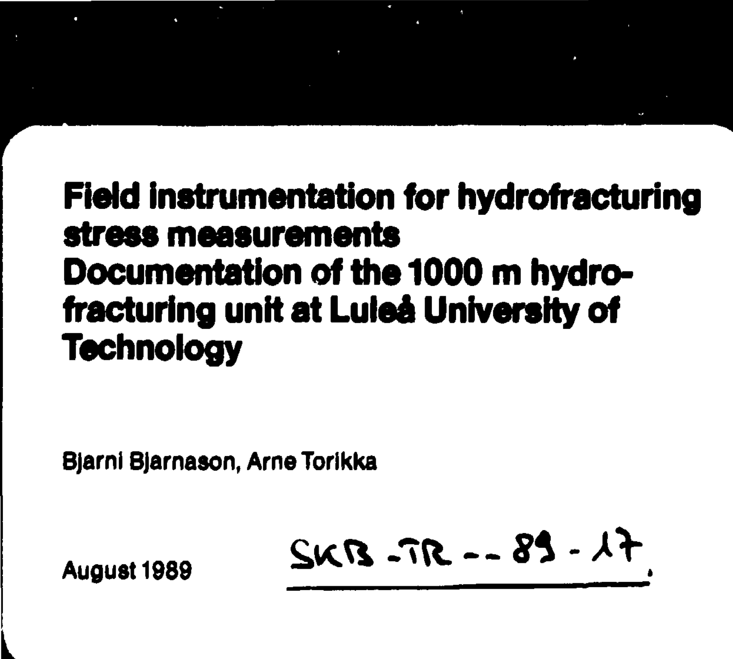# Field instrumentation for hydrofracturing stress measurements
# Documentation of the 1000 m hydrofracturing unit at Luleå University of Technology

Bjarni Bjarnason, Arne Torikka

August 1989

SKB-TR--89-17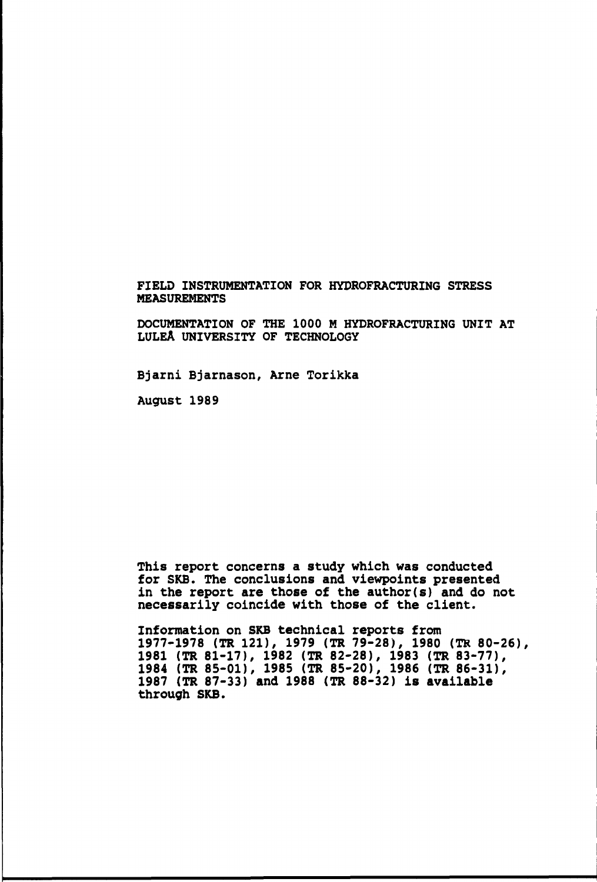FIELD INSTRUMENTATION FOR HYDROFRACTURING STRESS MEASUREMENTS

DOCUMENTATION OF THE 1000 M HYDROFRACTURING UNIT AT LULEÅ UNIVERSITY OF TECHNOLOGY

Bjarni Bjarnason, Arne Torikka

August 1989

This report concerns a study which was conducted for SKB. The conclusions and viewpoints presented in the report are those of the author(s) and do not necessarily coincide with those of the client.

Information on SKB technical reports from 1977-1978 (TR 121), 1979 (TR 79-28), 1980 (TR 80-26), 1981 (TR 81-17), 1982 (TR 82-28), 1983 (TR 83-77), 1984 (TR 85-01), 1985 (TR 85-20), 1986 (TR 86-31), 1987 (TR 87-33) and 1988 (TR 88-32) is available through SKB.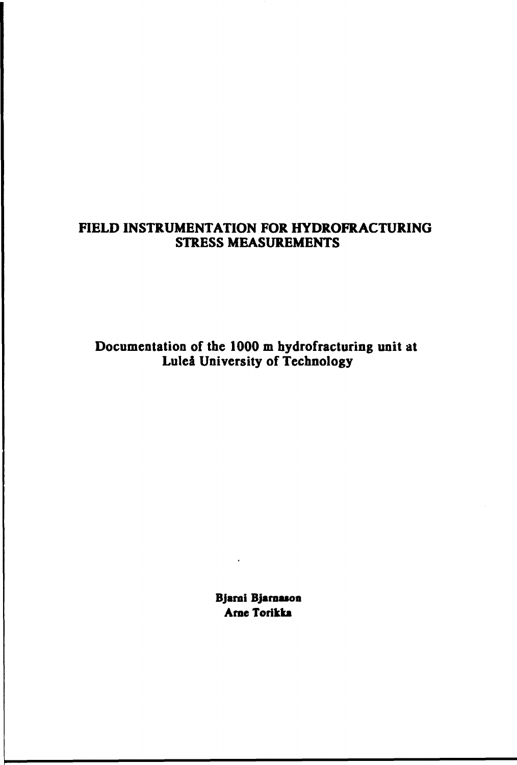# FIELD INSTRUMENTATION FOR HYDROFRACTURING STRESS MEASUREMENTS

## Documentation of the 1000 m hydrofracturing unit at Luleå University of Technology

**Bjarni Bjarnason**
**Arne Torikka**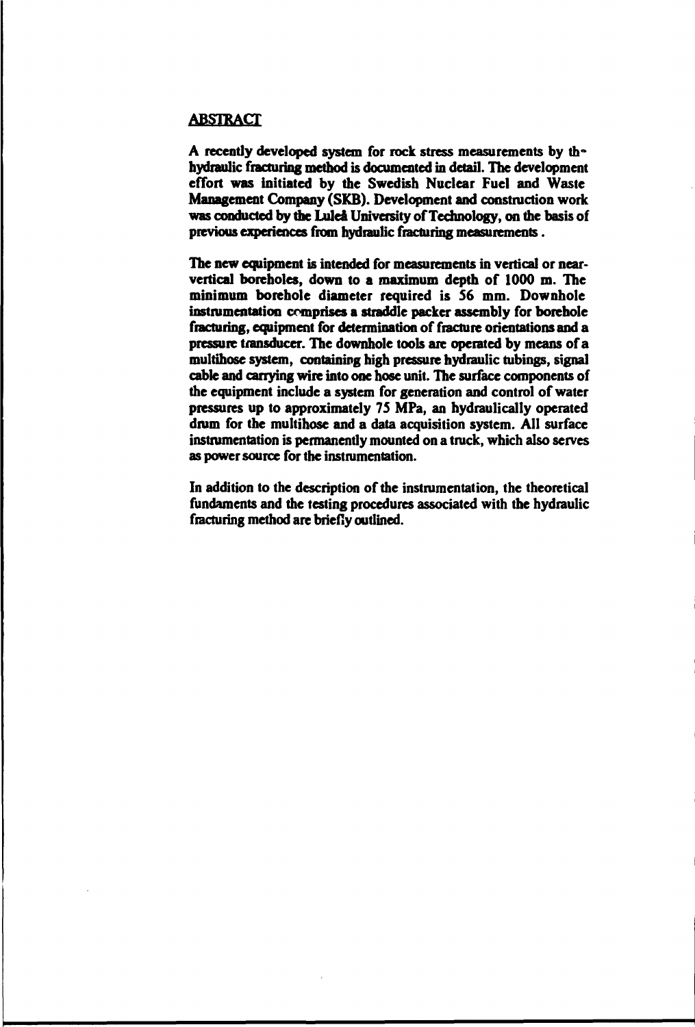## ABSTRACT

A recently developed system for rock stress measurements by the hydraulic fracturing method is documented in detail. The development effort was initiated by the Swedish Nuclear Fuel and Waste Management Company (SKB). Development and construction work was conducted by the Luleå University of Technology, on the basis of previous experiences from hydraulic fracturing measurements.

The new equipment is intended for measurements in vertical or near-vertical boreholes, down to a maximum depth of 1000 m. The minimum borehole diameter required is 56 mm. Downhole instrumentation comprises a straddle packer assembly for borehole fracturing, equipment for determination of fracture orientations and a pressure transducer. The downhole tools are operated by means of a multihose system, containing high pressure hydraulic tubings, signal cable and carrying wire into one hose unit. The surface components of the equipment include a system for generation and control of water pressures up to approximately 75 MPa, an hydraulically operated drum for the multihose and a data acquisition system. All surface instrumentation is permanently mounted on a truck, which also serves as power source for the instrumentation.

In addition to the description of the instrumentation, the theoretical fundaments and the testing procedures associated with the hydraulic fracturing method are briefly outlined.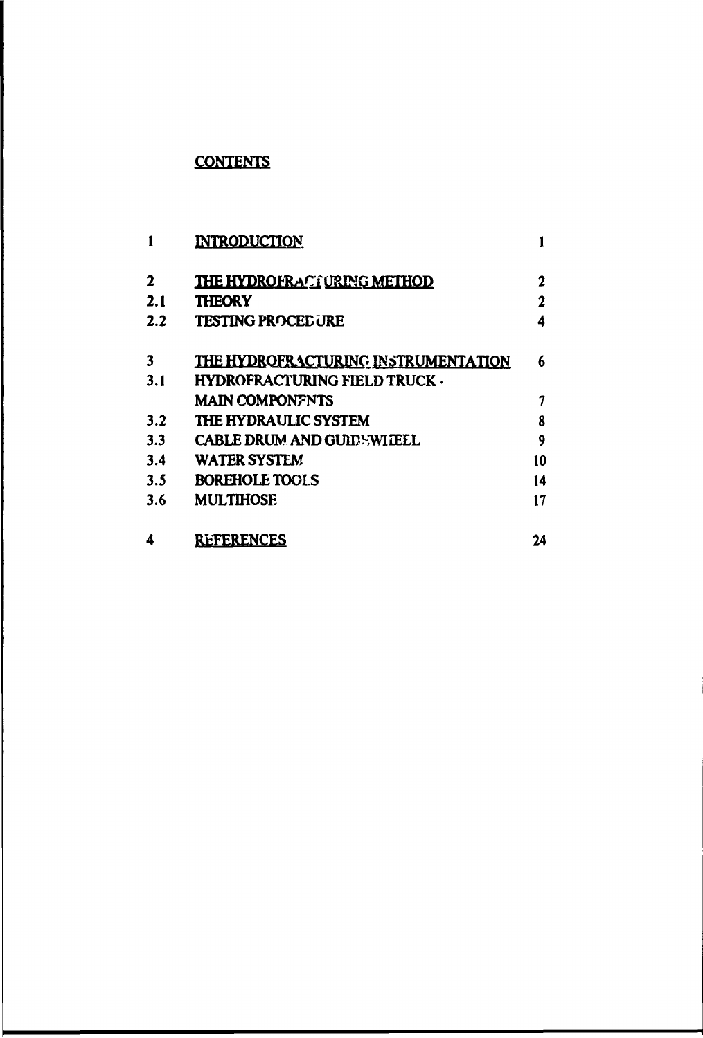# CONTENTS

| | | |
|---|---|---|
| 1 | INTRODUCTION | 1 |
| 2 | THE HYDROFRACTURING METHOD | 2 |
| 2.1 | THEORY | 2 |
| 2.2 | TESTING PROCEDURE | 4 |
| 3 | THE HYDROFRACTURING INSTRUMENTATION | 6 |
| 3.1 | HYDROFRACTURING FIELD TRUCK - MAIN COMPONENTS | 7 |
| 3.2 | THE HYDRAULIC SYSTEM | 8 |
| 3.3 | CABLE DRUM AND GUIDEWHEEL | 9 |
| 3.4 | WATER SYSTEM | 10 |
| 3.5 | BOREHOLE TOOLS | 14 |
| 3.6 | MULTIHOSE | 17 |
| 4 | REFERENCES | 24 |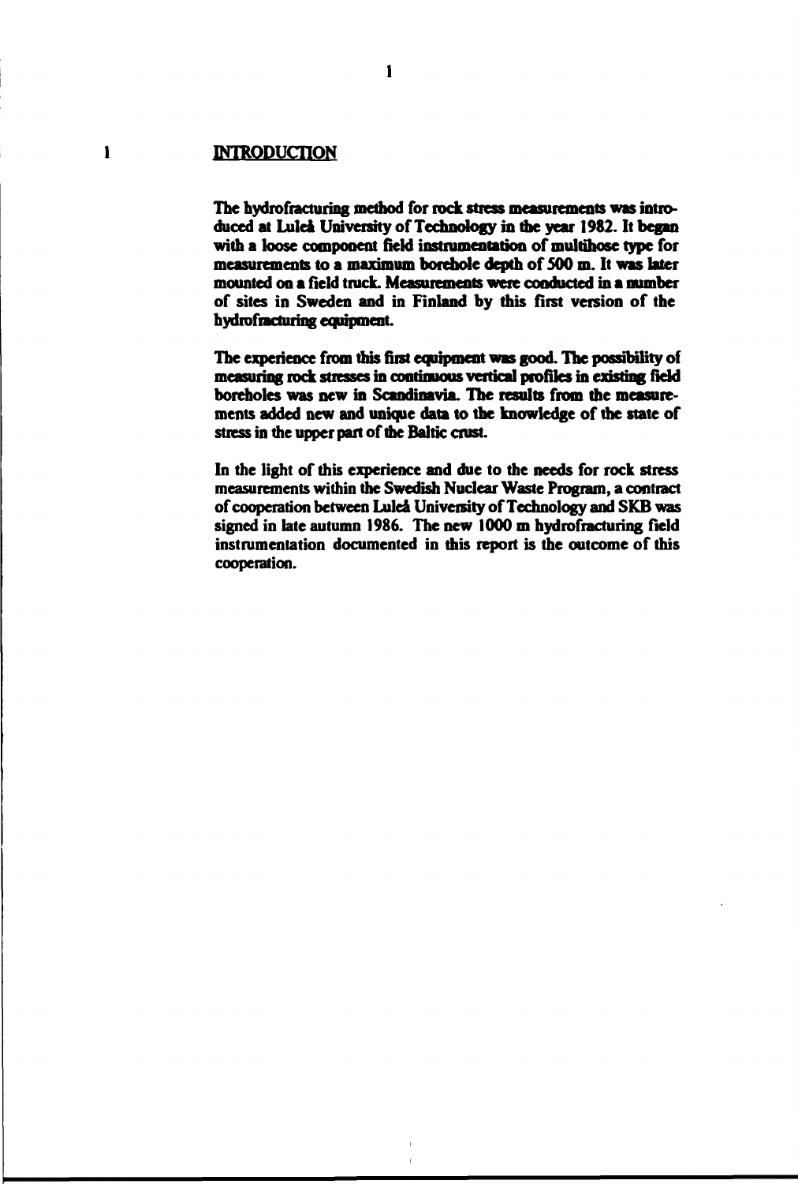# 1 INTRODUCTION

The hydrofracturing method for rock stress measurements was introduced at Luleå University of Technology in the year 1982. It began with a loose component field instrumentation of multihose type for measurements to a maximum borehole depth of 500 m. It was later mounted on a field truck. Measurements were conducted in a number of sites in Sweden and in Finland by this first version of the hydrofracturing equipment.

The experience from this first equipment was good. The possibility of measuring rock stresses in continuous vertical profiles in existing field boreholes was new in Scandinavia. The results from the measurements added new and unique data to the knowledge of the state of stress in the upper part of the Baltic crust.

In the light of this experience and due to the needs for rock stress measurements within the Swedish Nuclear Waste Program, a contract of cooperation between Luleå University of Technology and SKB was signed in late autumn 1986. The new 1000 m hydrofracturing field instrumentation documented in this report is the outcome of this cooperation.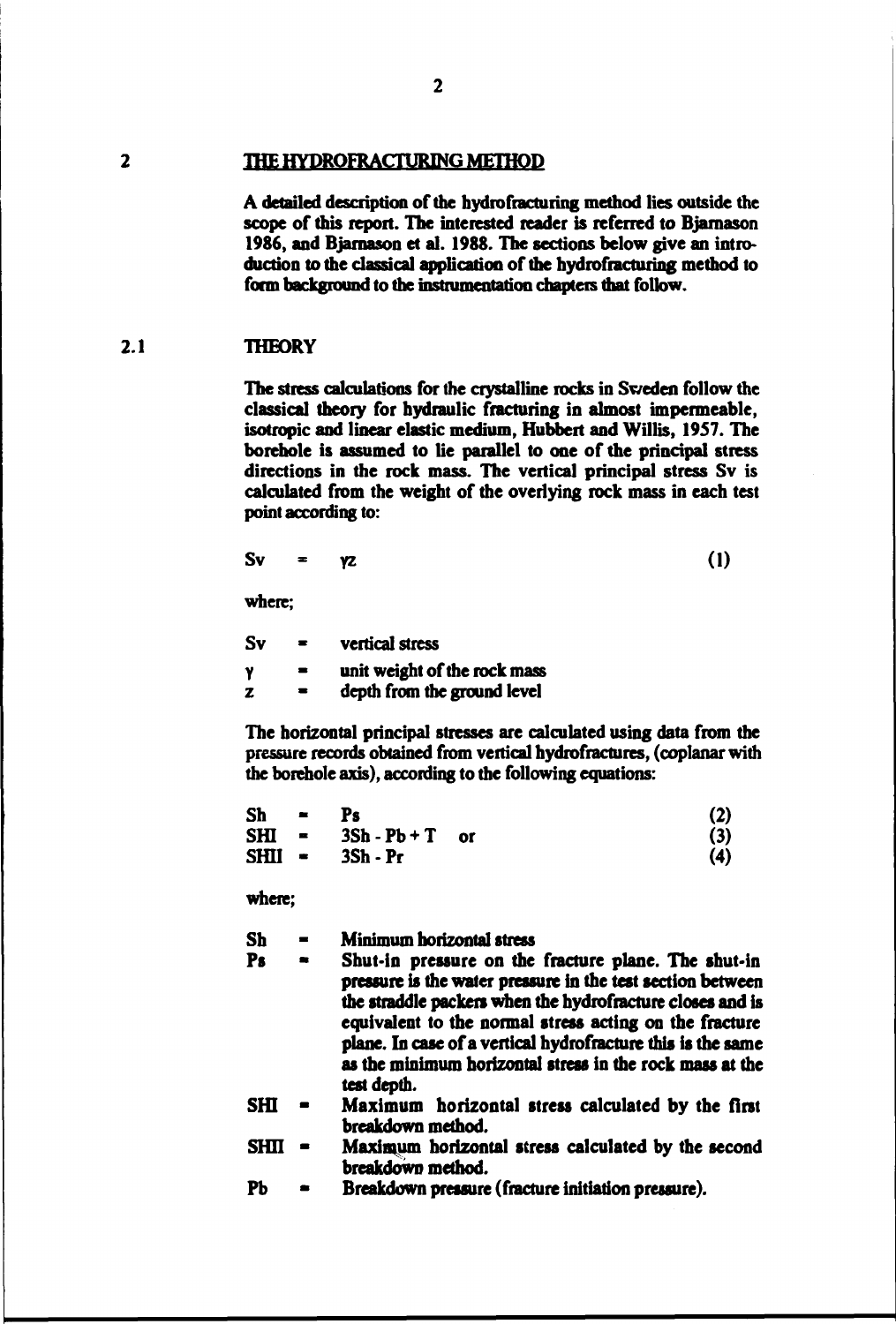# 2 THE HYDROFRACTURING METHOD

A detailed description of the hydrofracturing method lies outside the scope of this report. The interested reader is referred to Bjarnason 1986, and Bjarnason et al. 1988. The sections below give an introduction to the classical application of the hydrofracturing method to form background to the instrumentation chapters that follow.

## 2.1 THEORY

The stress calculations for the crystalline rocks in Sweden follow the classical theory for hydraulic fracturing in almost impermeable, isotropic and linear elastic medium, Hubbert and Willis, 1957. The borehole is assumed to lie parallel to one of the principal stress directions in the rock mass. The vertical principal stress Sv is calculated from the weight of the overlying rock mass in each test point according to:

$$Sv = \gamma z \tag{1}$$

where;

- Sv = vertical stress
- $\gamma$ = unit weight of the rock mass
- z = depth from the ground level

The horizontal principal stresses are calculated using data from the pressure records obtained from vertical hydrofractures, (coplanar with the borehole axis), according to the following equations:

$$Sh = Ps \tag{2}$$

$$SHI = 3Sh - Pb + T \quad \text{or} \tag{3}$$

$$SHII = 3Sh - Pr \tag{4}$$

where;

- **Sh** = Minimum horizontal stress
- **Ps** = Shut-in pressure on the fracture plane. The shut-in pressure is the water pressure in the test section between the straddle packers when the hydrofracture closes and is equivalent to the normal stress acting on the fracture plane. In case of a vertical hydrofracture this is the same as the minimum horizontal stress in the rock mass at the test depth.
- **SHI** = Maximum horizontal stress calculated by the first breakdown method.
- **SHII** = Maximum horizontal stress calculated by the second breakdown method.
- **Pb** = Breakdown pressure (fracture initiation pressure).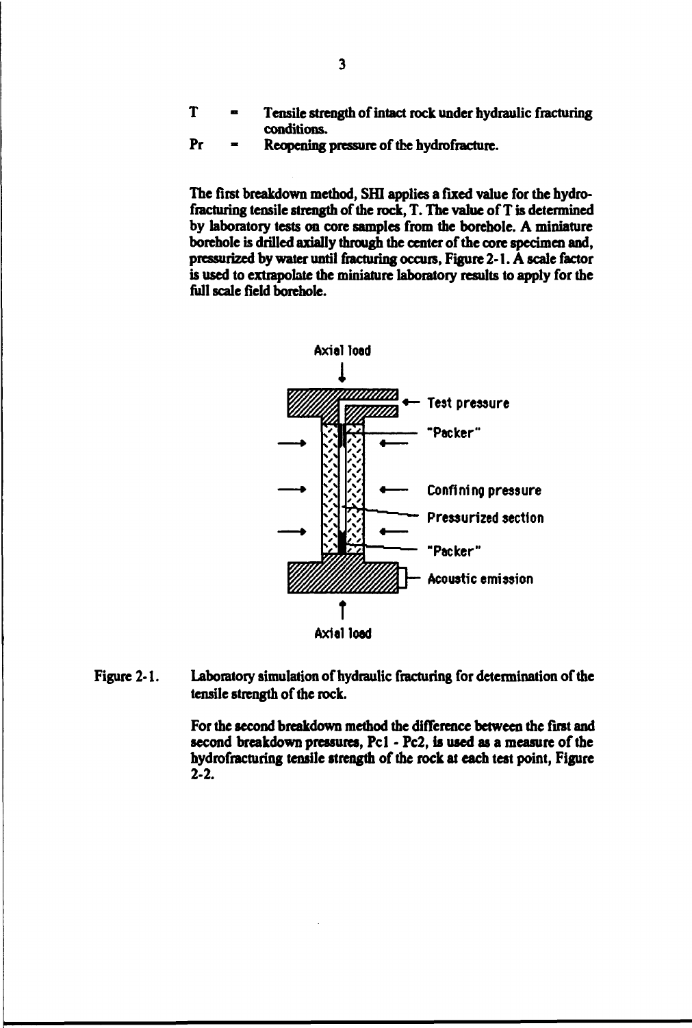T = Tensile strength of intact rock under hydraulic fracturing conditions.

Pr = Reopening pressure of the hydrofracture.

The first breakdown method, SHI applies a fixed value for the hydrofracturing tensile strength of the rock, T. The value of T is determined by laboratory tests on core samples from the borehole. A miniature borehole is drilled axially through the center of the core specimen and, pressurized by water until fracturing occurs, Figure 2-1. A scale factor is used to extrapolate the miniature laboratory results to apply for the full scale field borehole.

Axial load

Test pressure

"Packer"

Confining pressure

Pressurized section

"Packer"

Acoustic emission

Axial load

Figure 2-1. Laboratory simulation of hydraulic fracturing for determination of the tensile strength of the rock.

For the second breakdown method the difference between the first and second breakdown pressures, Pc1 - Pc2, is used as a measure of the hydrofracturing tensile strength of the rock at each test point, Figure 2-2.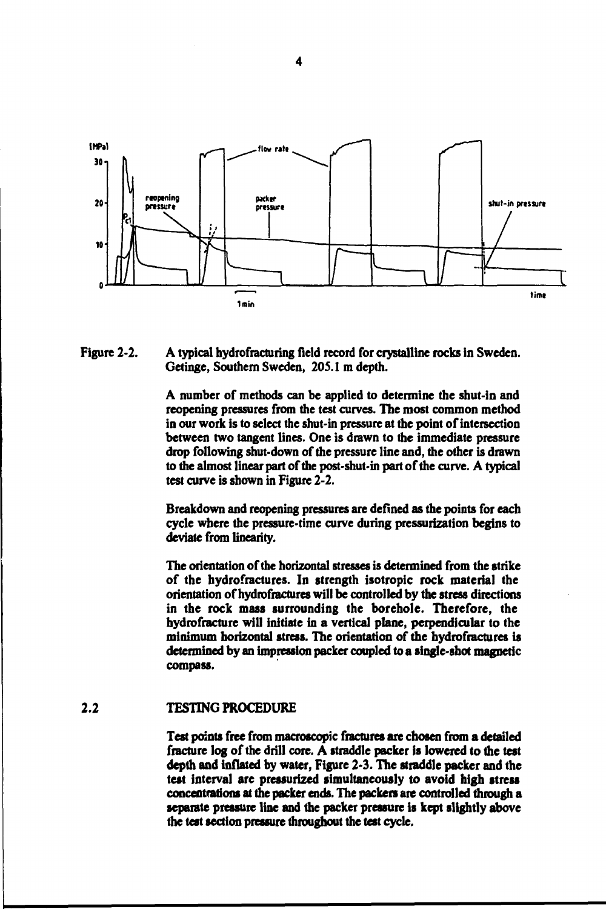Figure 2-2. A typical hydrofracturing field record for crystalline rocks in Sweden. Getinge, Southern Sweden, 205.1 m depth.

A number of methods can be applied to determine the shut-in and reopening pressures from the test curves. The most common method in our work is to select the shut-in pressure at the point of intersection between two tangent lines. One is drawn to the immediate pressure drop following shut-down of the pressure line and, the other is drawn to the almost linear part of the post-shut-in part of the curve. A typical test curve is shown in Figure 2-2.

Breakdown and reopening pressures are defined as the points for each cycle where the pressure-time curve during pressurization begins to deviate from linearity.

The orientation of the horizontal stresses is determined from the strike of the hydrofractures. In strength isotropic rock material the orientation of hydrofractures will be controlled by the stress directions in the rock mass surrounding the borehole. Therefore, the hydrofracture will initiate in a vertical plane, perpendicular to the minimum horizontal stress. The orientation of the hydrofractures is determined by an impression packer coupled to a single-shot magnetic compass.

## 2.2 TESTING PROCEDURE

Test points free from macroscopic fractures are chosen from a detailed fracture log of the drill core. A straddle packer is lowered to the test depth and inflated by water, Figure 2-3. The straddle packer and the test interval are pressurized simultaneously to avoid high stress concentrations at the packer ends. The packers are controlled through a separate pressure line and the packer pressure is kept slightly above the test section pressure throughout the test cycle.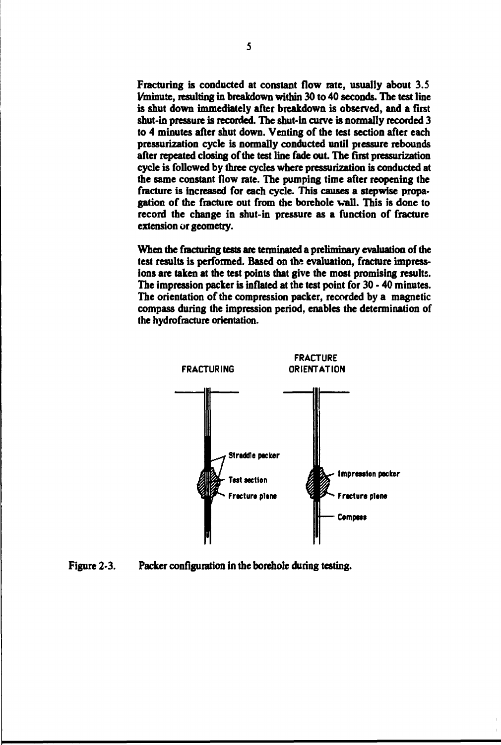Fracturing is conducted at constant flow rate, usually about 3.5 l/minute, resulting in breakdown within 30 to 40 seconds. The test line is shut down immediately after breakdown is observed, and a first shut-in pressure is recorded. The shut-in curve is normally recorded 3 to 4 minutes after shut down. Venting of the test section after each pressurization cycle is normally conducted until pressure rebounds after repeated closing of the test line fade out. The first pressurization cycle is followed by three cycles where pressurization is conducted at the same constant flow rate. The pumping time after reopening the fracture is increased for each cycle. This causes a stepwise propagation of the fracture out from the borehole wall. This is done to record the change in shut-in pressure as a function of fracture extension or geometry.

When the fracturing tests are terminated a preliminary evaluation of the test results is performed. Based on the evaluation, fracture impressions are taken at the test points that give the most promising results. The impression packer is inflated at the test point for 30 - 40 minutes. The orientation of the compression packer, recorded by a magnetic compass during the impression period, enables the determination of the hydrofracture orientation.

FRACTURING

Straddle packer

Test section

Fracture plane

FRACTURE ORIENTATION

Impression packer

Fracture plane

Compass

Figure 2-3. Packer configuration in the borehole during testing.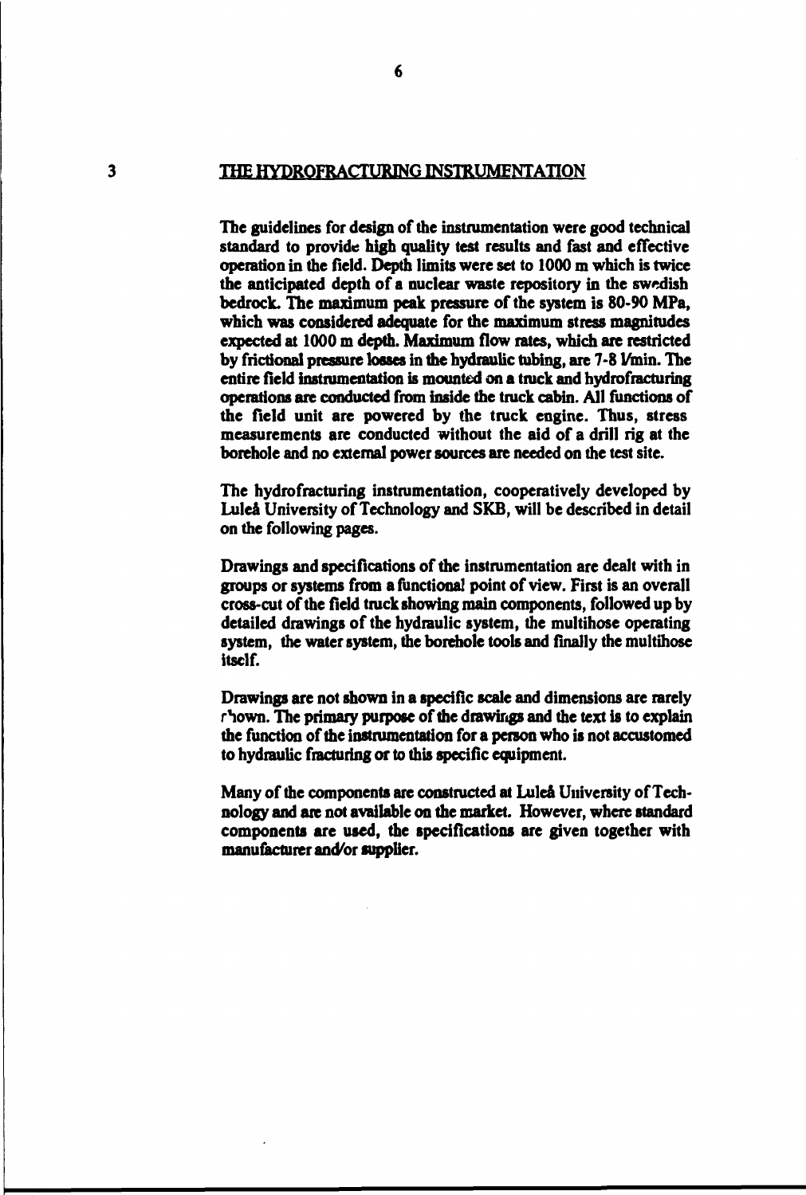## 3 THE HYDROFRACTURING INSTRUMENTATION

The guidelines for design of the instrumentation were good technical standard to provide high quality test results and fast and effective operation in the field. Depth limits were set to 1000 m which is twice the anticipated depth of a nuclear waste repository in the swedish bedrock. The maximum peak pressure of the system is 80-90 MPa, which was considered adequate for the maximum stress magnitudes expected at 1000 m depth. Maximum flow rates, which are restricted by frictional pressure losses in the hydraulic tubing, are 7-8 l/min. The entire field instrumentation is mounted on a truck and hydrofracturing operations are conducted from inside the truck cabin. All functions of the field unit are powered by the truck engine. Thus, stress measurements are conducted without the aid of a drill rig at the borehole and no external power sources are needed on the test site.

The hydrofracturing instrumentation, cooperatively developed by Luleå University of Technology and SKB, will be described in detail on the following pages.

Drawings and specifications of the instrumentation are dealt with in groups or systems from a functional point of view. First is an overall cross-cut of the field truck showing main components, followed up by detailed drawings of the hydraulic system, the multihose operating system, the water system, the borehole tools and finally the multihose itself.

Drawings are not shown in a specific scale and dimensions are rarely shown. The primary purpose of the drawings and the text is to explain the function of the instrumentation for a person who is not accustomed to hydraulic fracturing or to this specific equipment.

Many of the components are constructed at Luleå University of Technology and are not available on the market. However, where standard components are used, the specifications are given together with manufacturer and/or supplier.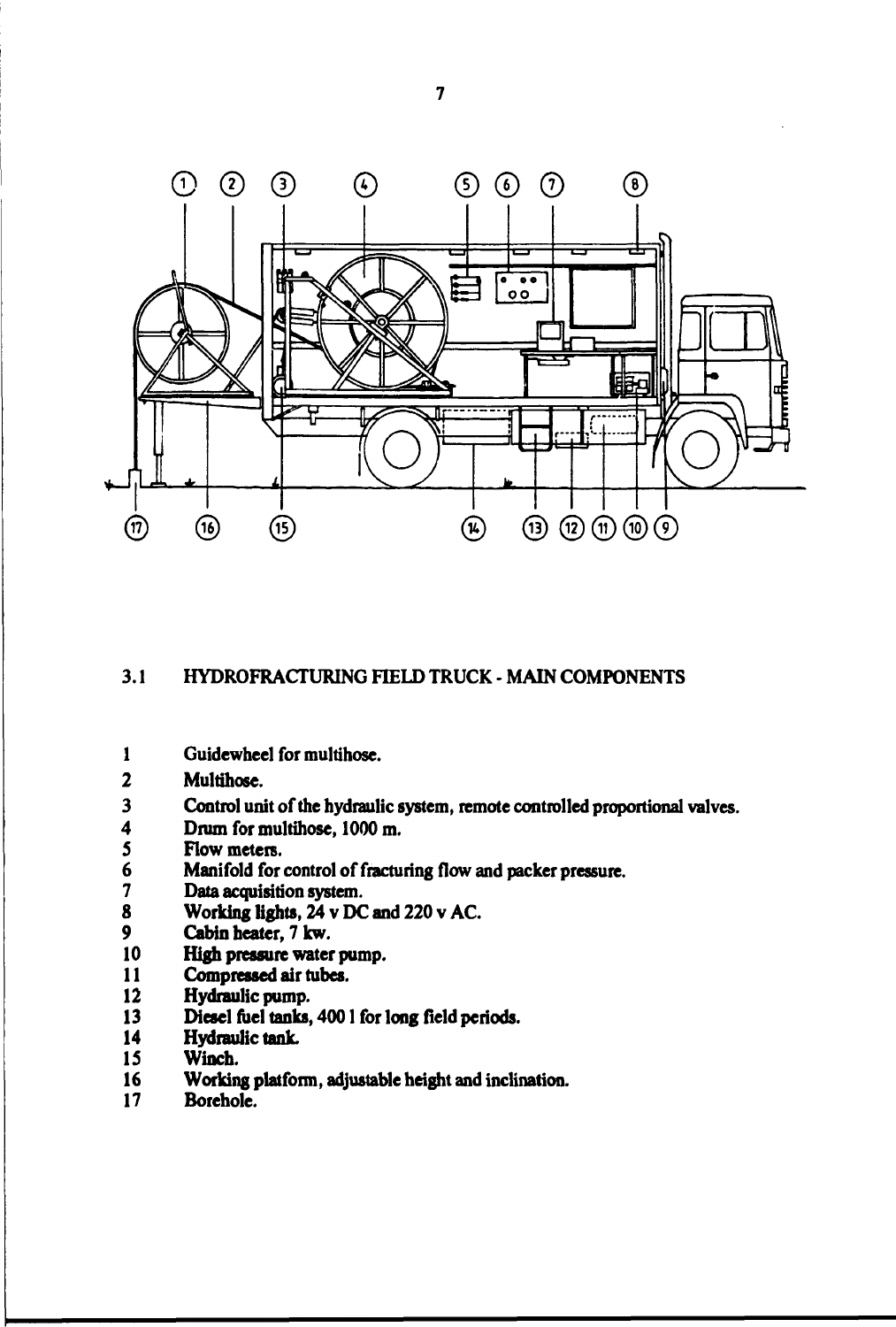### 3.1 HYDROFRACTURING FIELD TRUCK - MAIN COMPONENTS

1. Guidewheel for multihose.
2. Multihose.
3. Control unit of the hydraulic system, remote controlled proportional valves.
4. Drum for multihose, 1000 m.
5. Flow meters.
6. Manifold for control of fracturing flow and packer pressure.
7. Data acquisition system.
8. Working lights, 24 v DC and 220 v AC.
9. Cabin heater, 7 kw.
10. High pressure water pump.
11. Compressed air tubes.
12. Hydraulic pump.
13. Diesel fuel tanks, 400 l for long field periods.
14. Hydraulic tank.
15. Winch.
16. Working platform, adjustable height and inclination.
17. Borehole.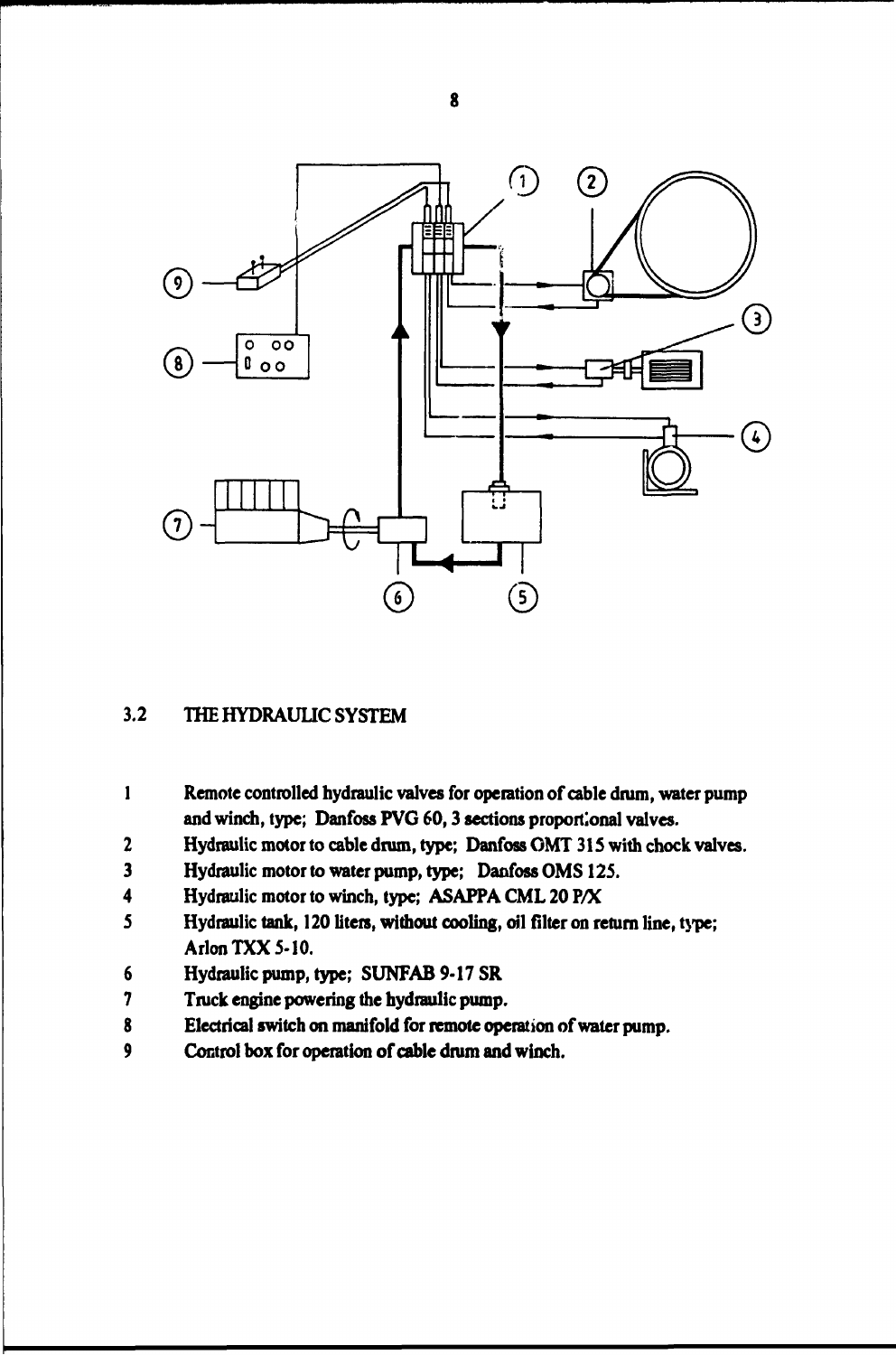## 3.2 THE HYDRAULIC SYSTEM

1. Remote controlled hydraulic valves for operation of cable drum, water pump and winch, type; Danfoss PVG 60, 3 sections proportional valves.
2. Hydraulic motor to cable drum, type; Danfoss OMT 315 with chock valves.
3. Hydraulic motor to water pump, type; Danfoss OMS 125.
4. Hydraulic motor to winch, type; ASAPPA CML 20 P/X
5. Hydraulic tank, 120 liters, without cooling, oil filter on return line, type; Arlon TXX 5-10.
6. Hydraulic pump, type; SUNFAB 9-17 SR
7. Truck engine powering the hydraulic pump.
8. Electrical switch on manifold for remote operation of water pump.
9. Control box for operation of cable drum and winch.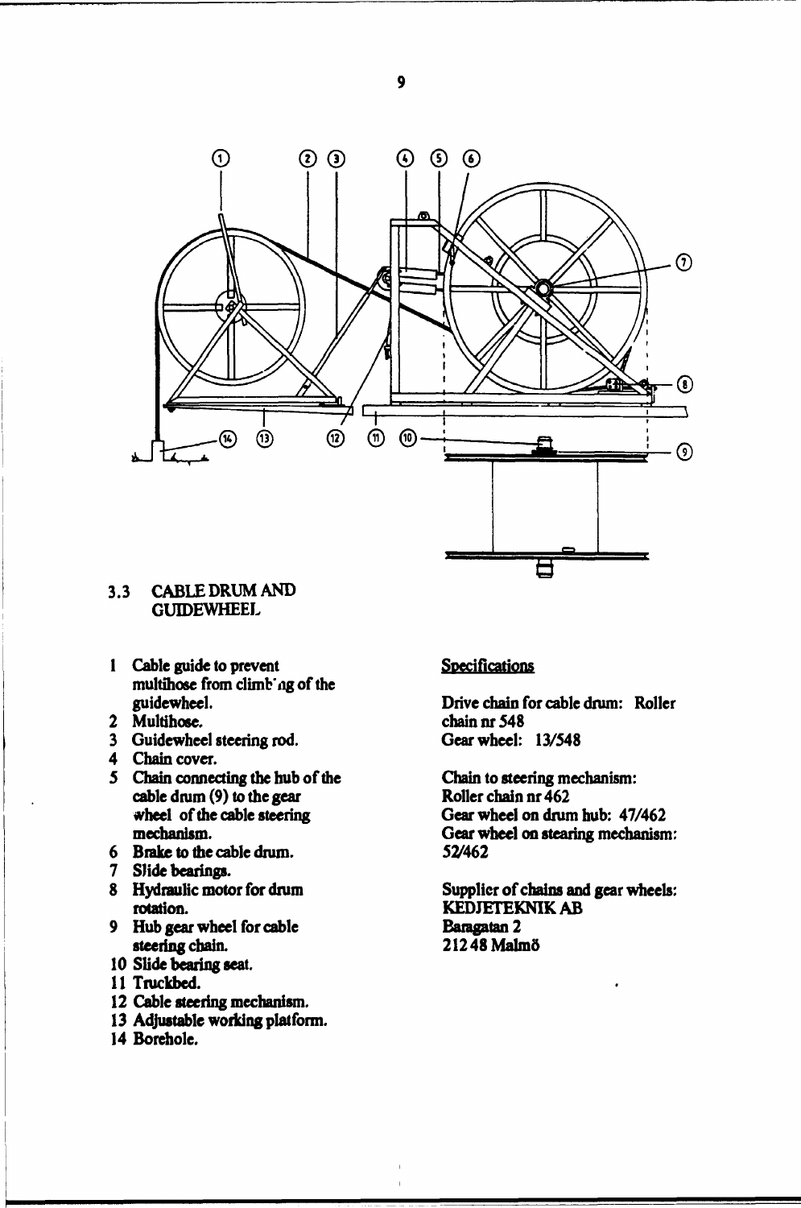### 3.3 CABLE DRUM AND GUIDEWHEEL

1. Cable guide to prevent multihose from climb`ng of the guidewheel.
2. Multihose.
3. Guidewheel steering rod.
4. Chain cover.
5. Chain connecting the hub of the cable drum (9) to the gear wheel of the cable steering mechanism.
6. Brake to the cable drum.
7. Slide bearings.
8. Hydraulic motor for drum rotation.
9. Hub gear wheel for cable steering chain.
10. Slide bearing seat.
11. Truckbed.
12. Cable steering mechanism.
13. Adjustable working platform.
14. Borehole.

<u>Specifications</u>

Drive chain for cable drum: Roller chain nr 548
Gear wheel: 13/548

Chain to steering mechanism:
Roller chain nr 462
Gear wheel on drum hub: 47/462
Gear wheel on stearing mechanism: 52/462

Supplier of chains and gear wheels:
KEDJETEKNIK AB
Baragatan 2
212 48 Malmö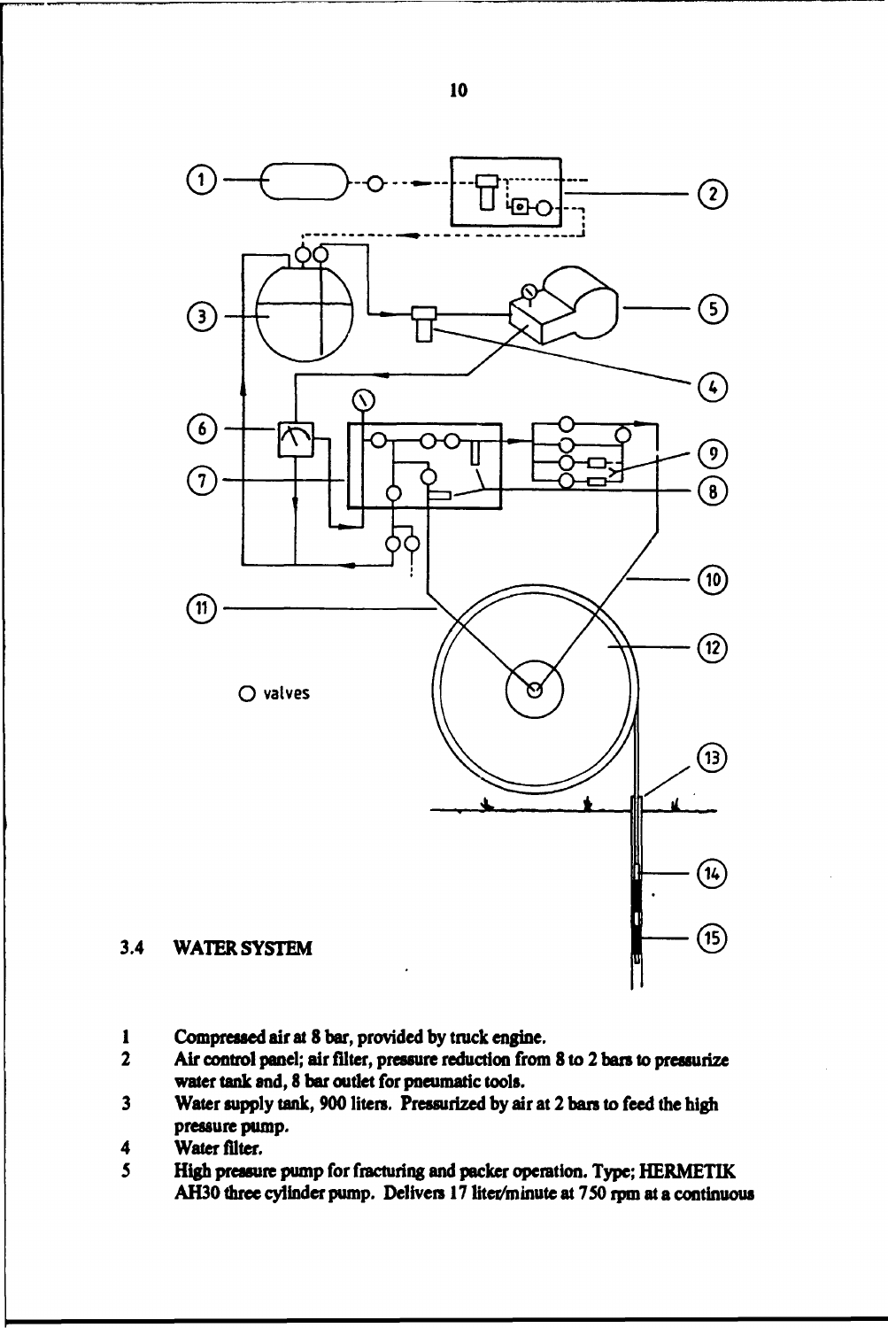○ valves

## 3.4 WATER SYSTEM

1 Compressed air at 8 bar, provided by truck engine.
2 Air control panel; air filter, pressure reduction from 8 to 2 bars to pressurize water tank and, 8 bar outlet for pneumatic tools.
3 Water supply tank, 900 liters. Pressurized by air at 2 bars to feed the high pressure pump.
4 Water filter.
5 High pressure pump for fracturing and packer operation. Type; HERMETIK AH30 three cylinder pump. Delivers 17 liter/minute at 750 rpm at a continuous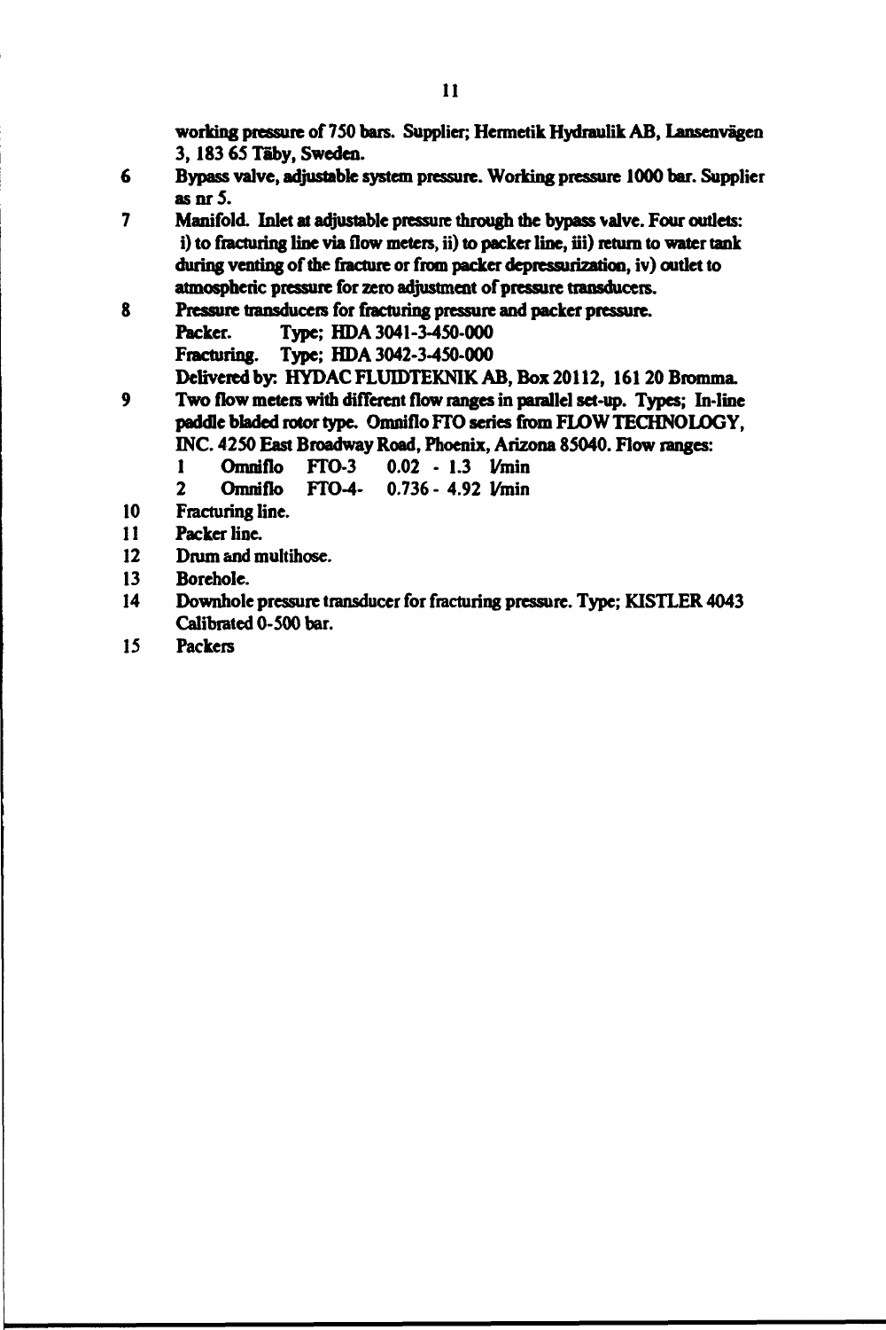working pressure of 750 bars. Supplier; Hermetik Hydraulik AB, Lansenvägen 3, 183 65 Täby, Sweden.

6 Bypass valve, adjustable system pressure. Working pressure 1000 bar. Supplier as nr 5.

7 Manifold. Inlet at adjustable pressure through the bypass valve. Four outlets: i) to fracturing line via flow meters, ii) to packer line, iii) return to water tank during venting of the fracture or from packer depressurization, iv) outlet to atmospheric pressure for zero adjustment of pressure transducers.

8 Pressure transducers for fracturing pressure and packer pressure.
Packer. Type; HDA 3041-3-450-000
Fracturing. Type; HDA 3042-3-450-000
Delivered by: HYDAC FLUIDTEKNIK AB, Box 20112, 161 20 Bromma.

9 Two flow meters with different flow ranges in parallel set-up. Types; In-line paddle bladed rotor type. Omniflo FTO series from FLOW TECHNOLOGY, INC. 4250 East Broadway Road, Phoenix, Arizona 85040. Flow ranges:
1 Omniflo FTO-3 0.02 - 1.3 l/min
2 Omniflo FTO-4- 0.736 - 4.92 l/min

10 Fracturing line.

11 Packer line.

12 Drum and multihose.

13 Borehole.

14 Downhole pressure transducer for fracturing pressure. Type; KISTLER 4043 Calibrated 0-500 bar.

15 Packers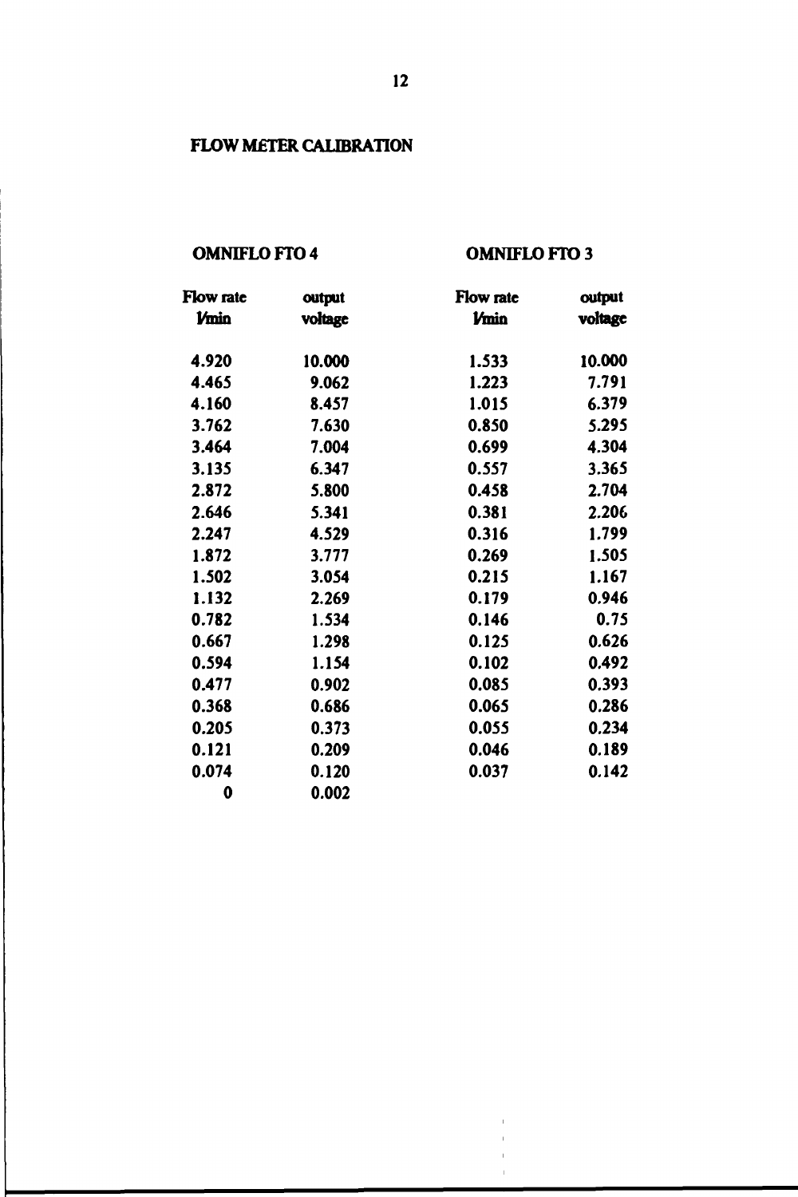## FLOW METER CALIBRATION

| OMNIFLO FTO 4 | | OMNIFLO FTO 3 | |
|---|---|---|---|
| Flow rate l/min | output voltage | Flow rate l/min | output voltage |
| 4.920 | 10.000 | 1.533 | 10.000 |
| 4.465 | 9.062 | 1.223 | 7.791 |
| 4.160 | 8.457 | 1.015 | 6.379 |
| 3.762 | 7.630 | 0.850 | 5.295 |
| 3.464 | 7.004 | 0.699 | 4.304 |
| 3.135 | 6.347 | 0.557 | 3.365 |
| 2.872 | 5.800 | 0.458 | 2.704 |
| 2.646 | 5.341 | 0.381 | 2.206 |
| 2.247 | 4.529 | 0.316 | 1.799 |
| 1.872 | 3.777 | 0.269 | 1.505 |
| 1.502 | 3.054 | 0.215 | 1.167 |
| 1.132 | 2.269 | 0.179 | 0.946 |
| 0.782 | 1.534 | 0.146 | 0.75 |
| 0.667 | 1.298 | 0.125 | 0.626 |
| 0.594 | 1.154 | 0.102 | 0.492 |
| 0.477 | 0.902 | 0.085 | 0.393 |
| 0.368 | 0.686 | 0.065 | 0.286 |
| 0.205 | 0.373 | 0.055 | 0.234 |
| 0.121 | 0.209 | 0.046 | 0.189 |
| 0.074 | 0.120 | 0.037 | 0.142 |
| 0 | 0.002 | | |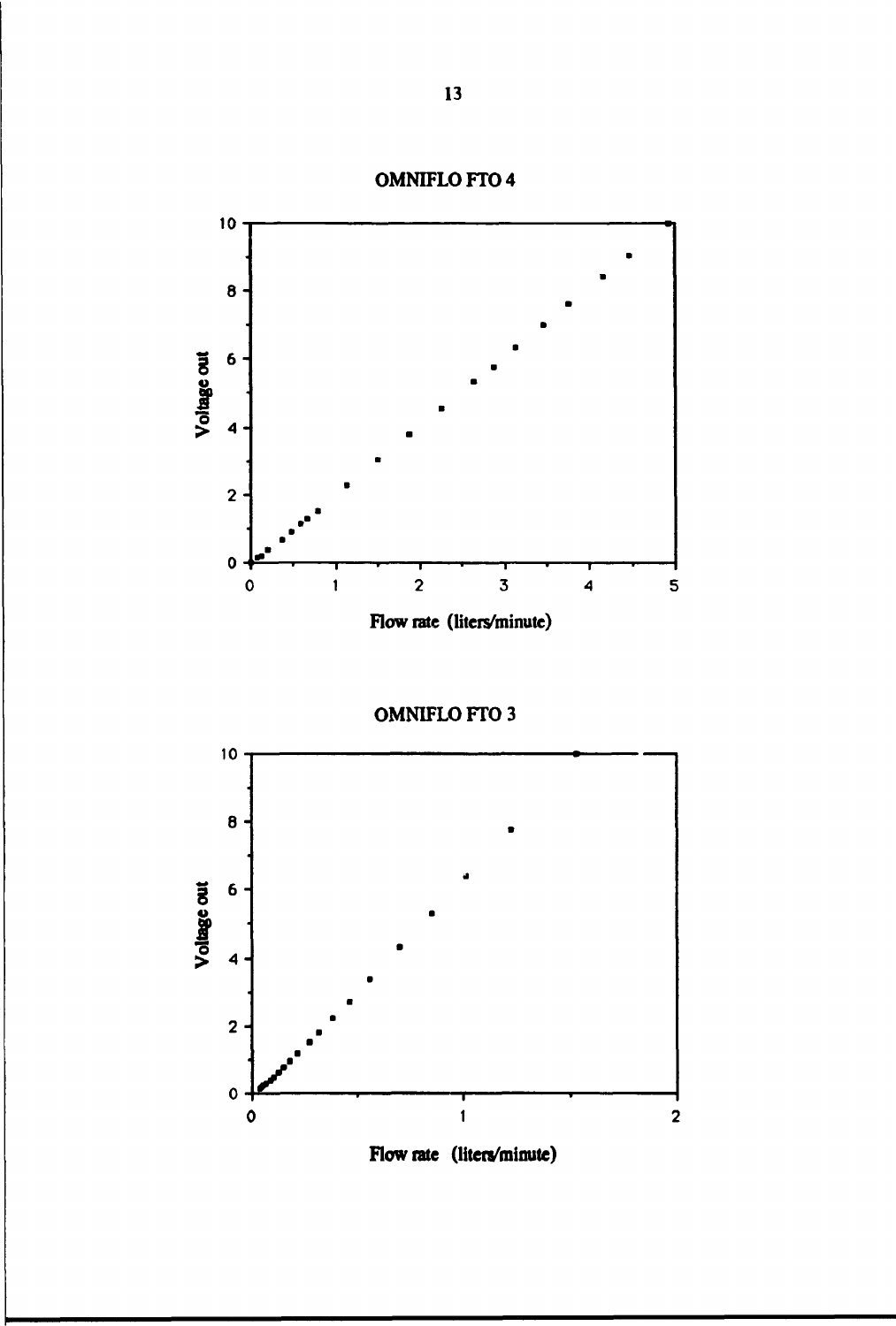OMNIFLO FTO 4

Voltage out

Flow rate (liters/minute)

OMNIFLO FTO 3

Voltage out

Flow rate (liters/minute)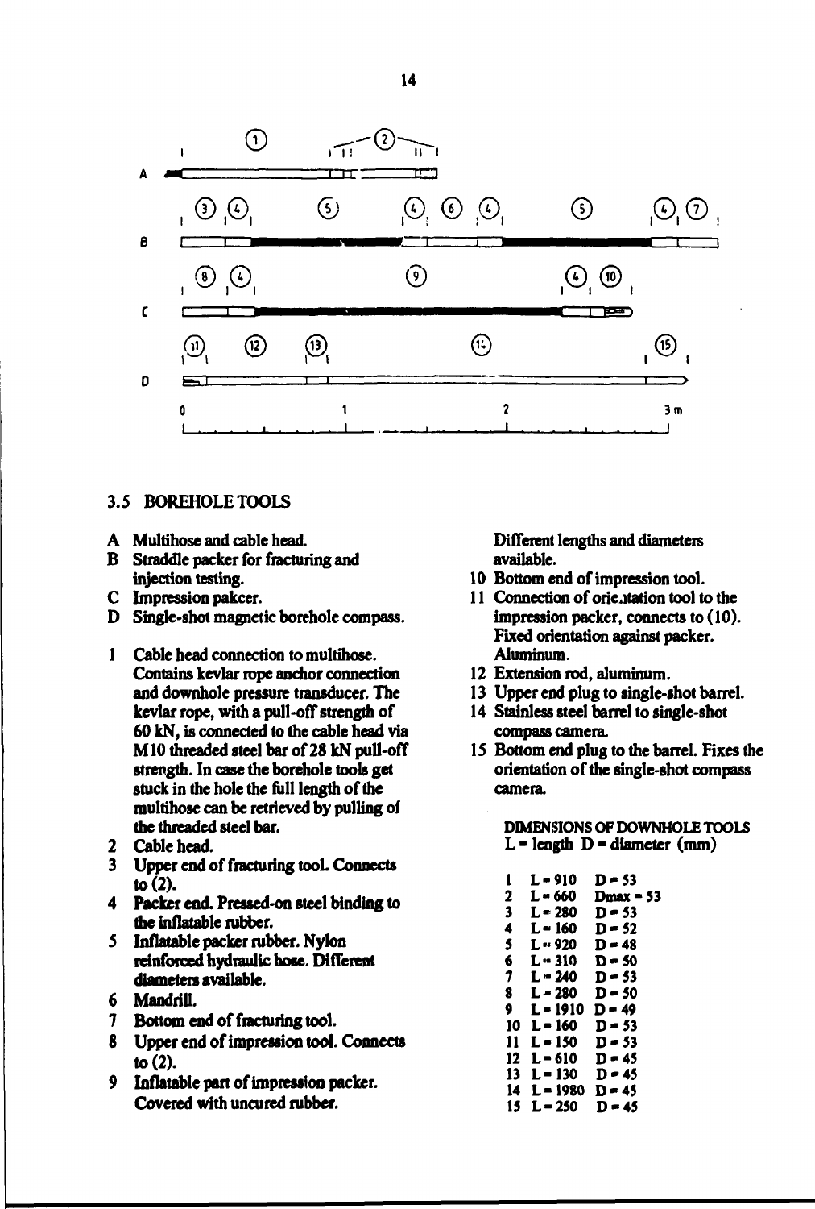## 3.5 BOREHOLE TOOLS

- **A** Multihose and cable head.
- **B** Straddle packer for fracturing and injection testing.
- **C** Impression pakcer.
- **D** Single-shot magnetic borehole compass.

1. Cable head connection to multihose. Contains kevlar rope anchor connection and downhole pressure transducer. The kevlar rope, with a pull-off strength of 60 kN, is connected to the cable head via M10 threaded steel bar of 28 kN pull-off strength. In case the borehole tools get stuck in the hole the full length of the multihose can be retrieved by pulling of the threaded steel bar.
2. Cable head.
3. Upper end of fracturing tool. Connects to (2).
4. Packer end. Pressed-on steel binding to the inflatable rubber.
5. Inflatable packer rubber. Nylon reinforced hydraulic hose. Different diameters available.
6. Mandrill.
7. Bottom end of fracturing tool.
8. Upper end of impression tool. Connects to (2).
9. Inflatable part of impression packer. Covered with uncured rubber. Different lengths and diameters available.
10. Bottom end of impression tool.
11. Connection of orientation tool to the impression packer, connects to (10). Fixed orientation against packer. Aluminum.
12. Extension rod, aluminum.
13. Upper end plug to single-shot barrel.
14. Stainless steel barrel to single-shot compass camera.
15. Bottom end plug to the barrel. Fixes the orientation of the single-shot compass camera.

DIMENSIONS OF DOWNHOLE TOOLS
L = length D = diameter (mm)

| | L | D |
|---|---|---|
| 1 | L = 910 | D = 53 |
| 2 | L = 660 | Dmax = 53 |
| 3 | L = 280 | D = 53 |
| 4 | L = 160 | D = 52 |
| 5 | L = 920 | D = 48 |
| 6 | L = 310 | D = 50 |
| 7 | L = 240 | D = 53 |
| 8 | L = 280 | D = 50 |
| 9 | L = 1910 | D = 49 |
| 10 | L = 160 | D = 53 |
| 11 | L = 150 | D = 53 |
| 12 | L = 610 | D = 45 |
| 13 | L = 130 | D = 45 |
| 14 | L = 1980 | D = 45 |
| 15 | L = 250 | D = 45 |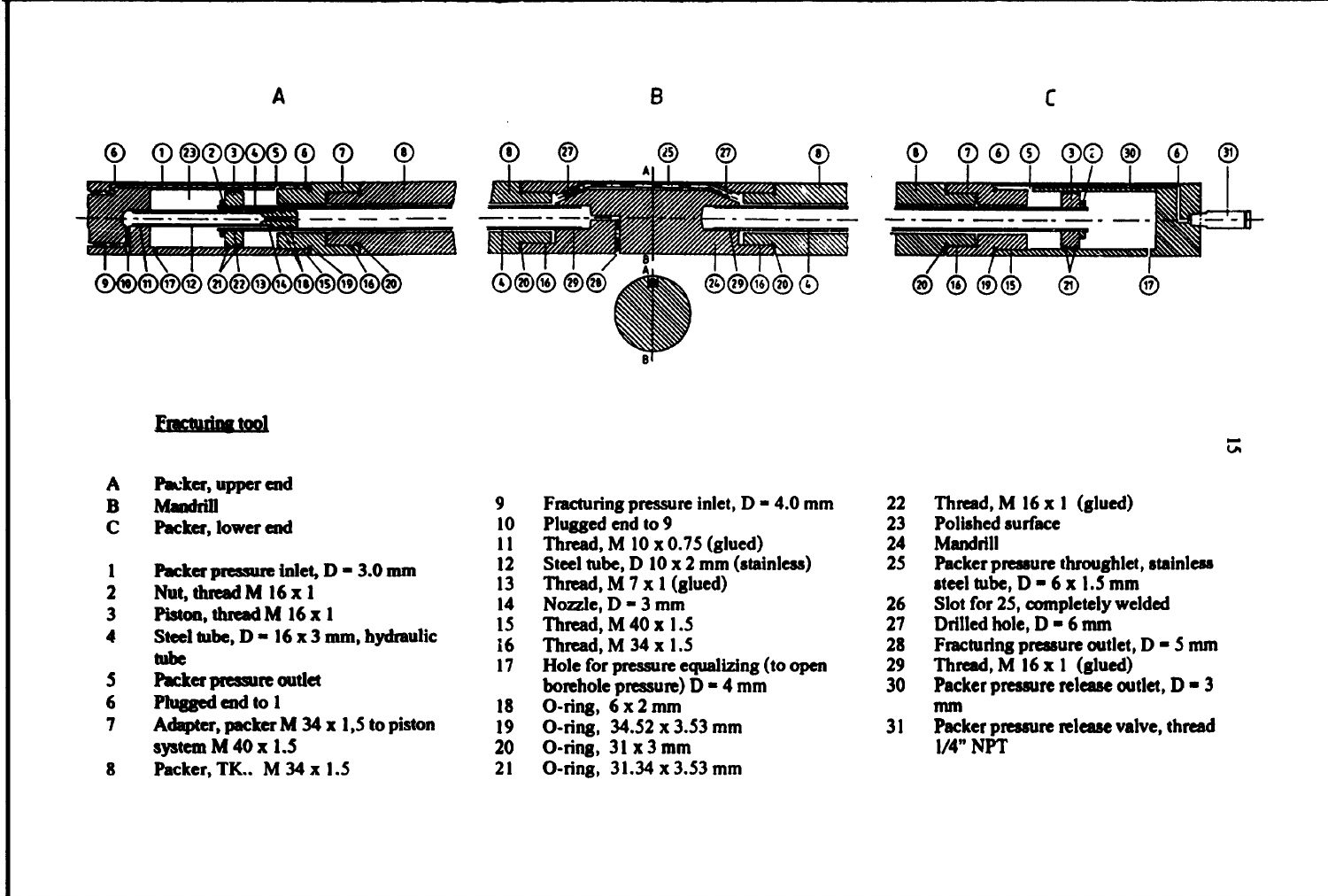A B C

Fracturing tool

A Packer, upper end
B Mandrill
C Packer, lower end

1 Packer pressure inlet, D = 3.0 mm
2 Nut, thread M 16 x 1
3 Piston, thread M 16 x 1
4 Steel tube, D = 16 x 3 mm, hydraulic tube
5 Packer pressure outlet
6 Plugged end to 1
7 Adapter, packer M 34 x 1,5 to piston system M 40 x 1.5
8 Packer, TK.. M 34 x 1.5
9 Fracturing pressure inlet, D = 4.0 mm
10 Plugged end to 9
11 Thread, M 10 x 0.75 (glued)
12 Steel tube, D 10 x 2 mm (stainless)
13 Thread, M 7 x 1 (glued)
14 Nozzle, D = 3 mm
15 Thread, M 40 x 1.5
16 Thread, M 34 x 1.5
17 Hole for pressure equalizing (to open borehole pressure) D = 4 mm
18 O-ring, 6 x 2 mm
19 O-ring, 34.52 x 3.53 mm
20 O-ring, 31 x 3 mm
21 O-ring, 31.34 x 3.53 mm
22 Thread, M 16 x 1 (glued)
23 Polished surface
24 Mandrill
25 Packer pressure throughlet, stainless steel tube, D = 6 x 1.5 mm
26 Slot for 25, completely welded
27 Drilled hole, D = 6 mm
28 Fracturing pressure outlet, D = 5 mm
29 Thread, M 16 x 1 (glued)
30 Packer pressure release outlet, D = 3 mm
31 Packer pressure release valve, thread 1/4" NPT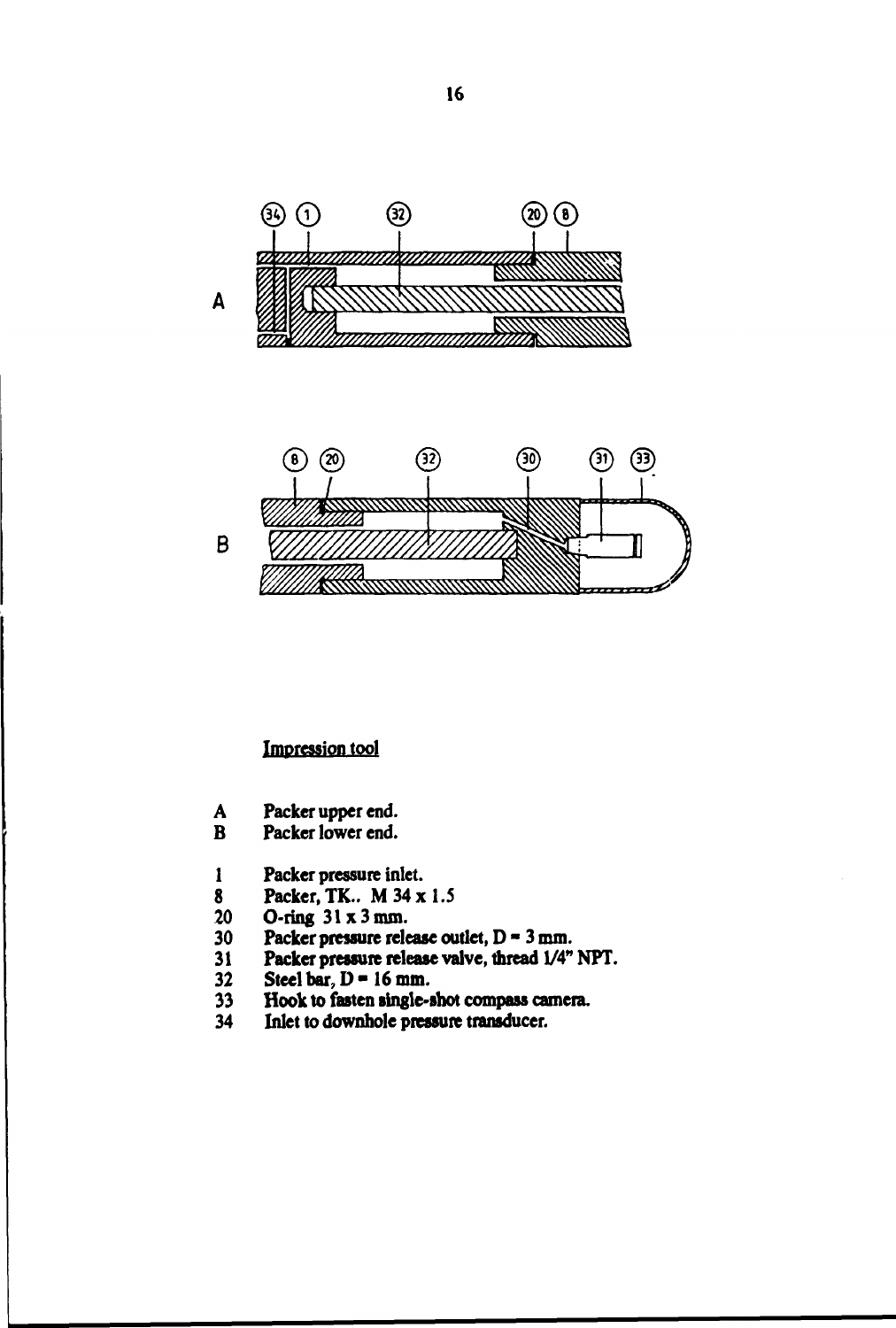Impression tool

A Packer upper end.
B Packer lower end.

1 Packer pressure inlet.
8 Packer, TK.. M 34 x 1.5
20 O-ring 31 x 3 mm.
30 Packer pressure release outlet, D = 3 mm.
31 Packer pressure release valve, thread 1/4" NPT.
32 Steel bar, D = 16 mm.
33 Hook to fasten single-shot compass camera.
34 Inlet to downhole pressure transducer.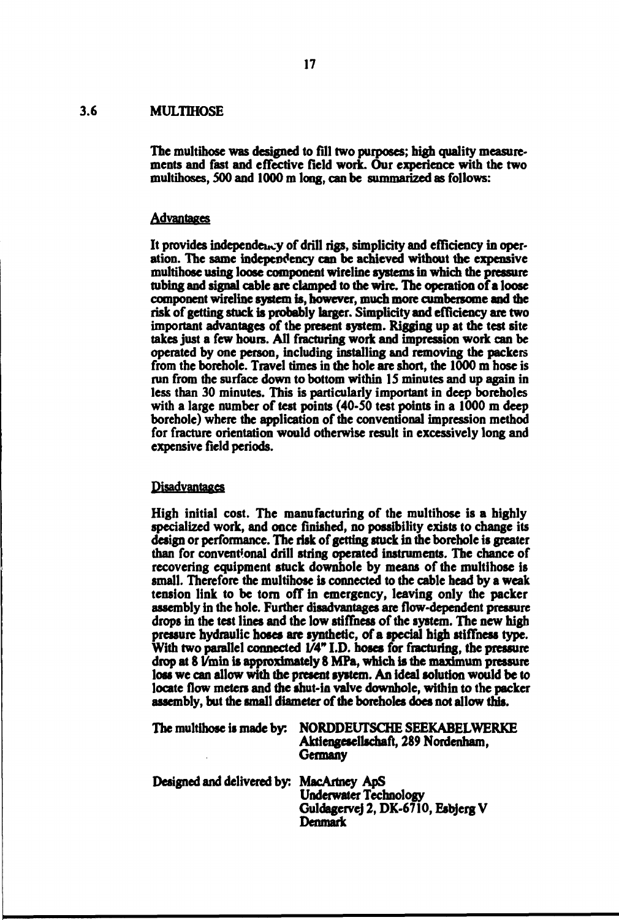## 3.6 MULTIHOSE

The multihose was designed to fill two purposes; high quality measurements and fast and effective field work. Our experience with the two multihoses, 500 and 1000 m long, can be summarized as follows:

### Advantages

It provides independency of drill rigs, simplicity and efficiency in operation. The same independency can be achieved without the expensive multihose using loose component wireline systems in which the pressure tubing and signal cable are clamped to the wire. The operation of a loose component wireline system is, however, much more cumbersome and the risk of getting stuck is probably larger. Simplicity and efficiency are two important advantages of the present system. Rigging up at the test site takes just a few hours. All fracturing work and impression work can be operated by one person, including installing and removing the packers from the borehole. Travel times in the hole are short, the 1000 m hose is run from the surface down to bottom within 15 minutes and up again in less than 30 minutes. This is particularly important in deep boreholes with a large number of test points (40-50 test points in a 1000 m deep borehole) where the application of the conventional impression method for fracture orientation would otherwise result in excessively long and expensive field periods.

### Disadvantages

High initial cost. The manufacturing of the multihose is a highly specialized work, and once finished, no possibility exists to change its design or performance. The risk of getting stuck in the borehole is greater than for conventional drill string operated instruments. The chance of recovering equipment stuck downhole by means of the multihose is small. Therefore the multihose is connected to the cable head by a weak tension link to be torn off in emergency, leaving only the packer assembly in the hole. Further disadvantages are flow-dependent pressure drops in the test lines and the low stiffness of the system. The new high pressure hydraulic hoses are synthetic, of a special high stiffness type. With two parallel connected 1/4" I.D. hoses for fracturing, the pressure drop at 8 l/min is approximately 8 MPa, which is the maximum pressure loss we can allow with the present system. An ideal solution would be to locate flow meters and the shut-in valve downhole, within to the packer assembly, but the small diameter of the boreholes does not allow this.

The multihose is made by: NORDDEUTSCHE SEEKABELWERKE
Aktiengesellschaft, 289 Nordenham,
Germany

Designed and delivered by: MacArtney ApS
Underwater Technology
Guldagervej 2, DK-6710, Esbjerg V
Denmark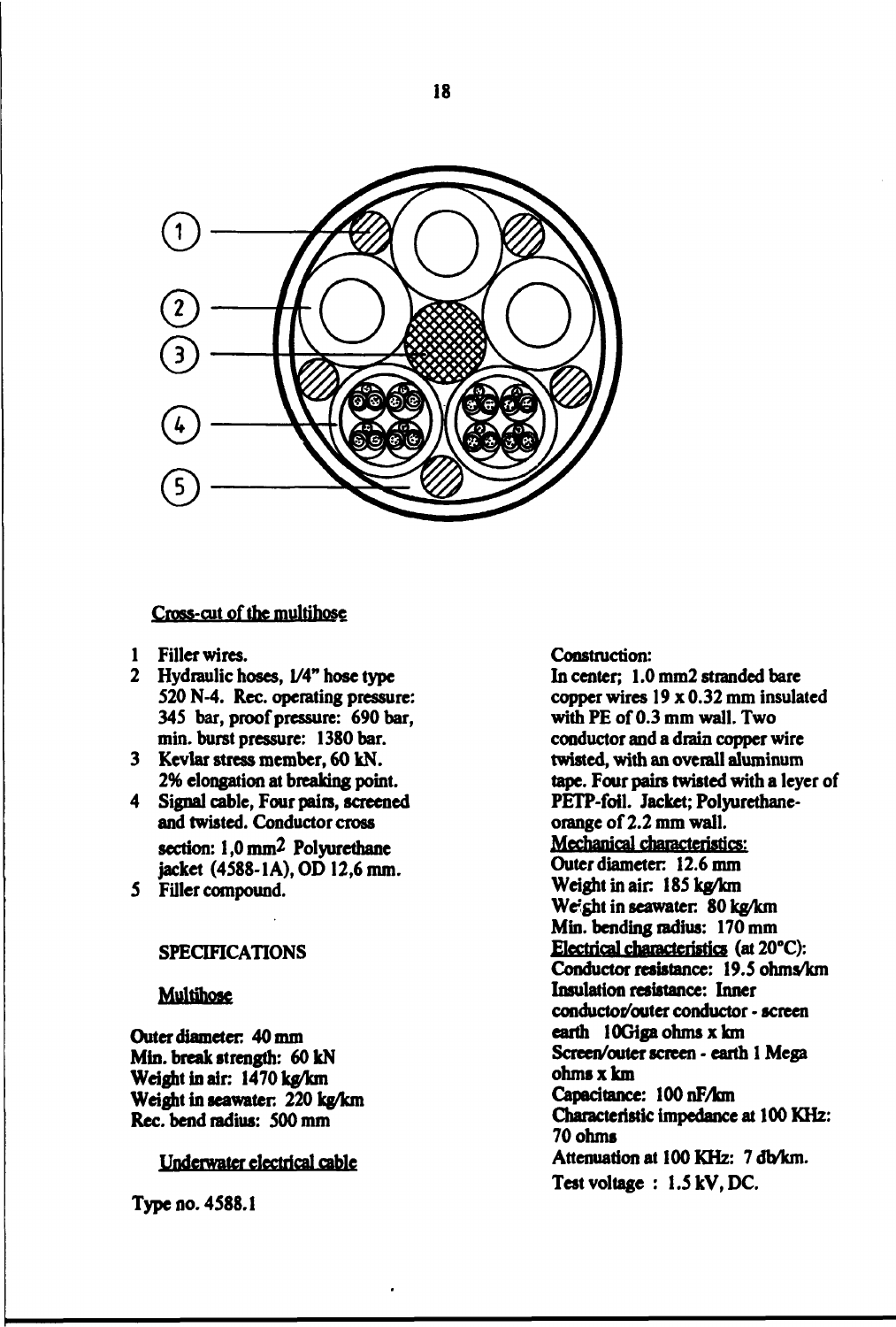Cross-cut of the multihose

1. Filler wires.
2. Hydraulic hoses, 1/4" hose type 520 N-4. Rec. operating pressure: 345 bar, proof pressure: 690 bar, min. burst pressure: 1380 bar.
3. Kevlar stress member, 60 kN. 2% elongation at breaking point.
4. Signal cable, Four pairs, screened and twisted. Conductor cross section: 1,0 mm$^2$ Polyurethane jacket (4588-1A), OD 12,6 mm.
5. Filler compound.

SPECIFICATIONS

Multihose

Outer diameter: 40 mm
Min. break strength: 60 kN
Weight in air: 1470 kg/km
Weight in seawater: 220 kg/km
Rec. bend radius: 500 mm

Underwater electrical cable

Type no. 4588.1

Construction:
In center; 1.0 mm2 stranded bare copper wires 19 x 0.32 mm insulated with PE of 0.3 mm wall. Two conductor and a drain copper wire twisted, with an overall aluminum tape. Four pairs twisted with a leyer of PETP-foil. Jacket; Polyurethane-orange of 2.2 mm wall.

Mechanical characteristics:
Outer diameter: 12.6 mm
Weight in air: 185 kg/km
Weight in seawater: 80 kg/km
Min. bending radius: 170 mm

Electrical characteristics (at 20°C):
Conductor resistance: 19.5 ohms/km
Insulation resistance: Inner conductor/outer conductor - screen earth 10Giga ohms x km
Screen/outer screen - earth 1 Mega ohms x km
Capacitance: 100 nF/km
Characteristic impedance at 100 KHz: 70 ohms
Attenuation at 100 KHz: 7 db/km.
Test voltage : 1.5 kV, DC.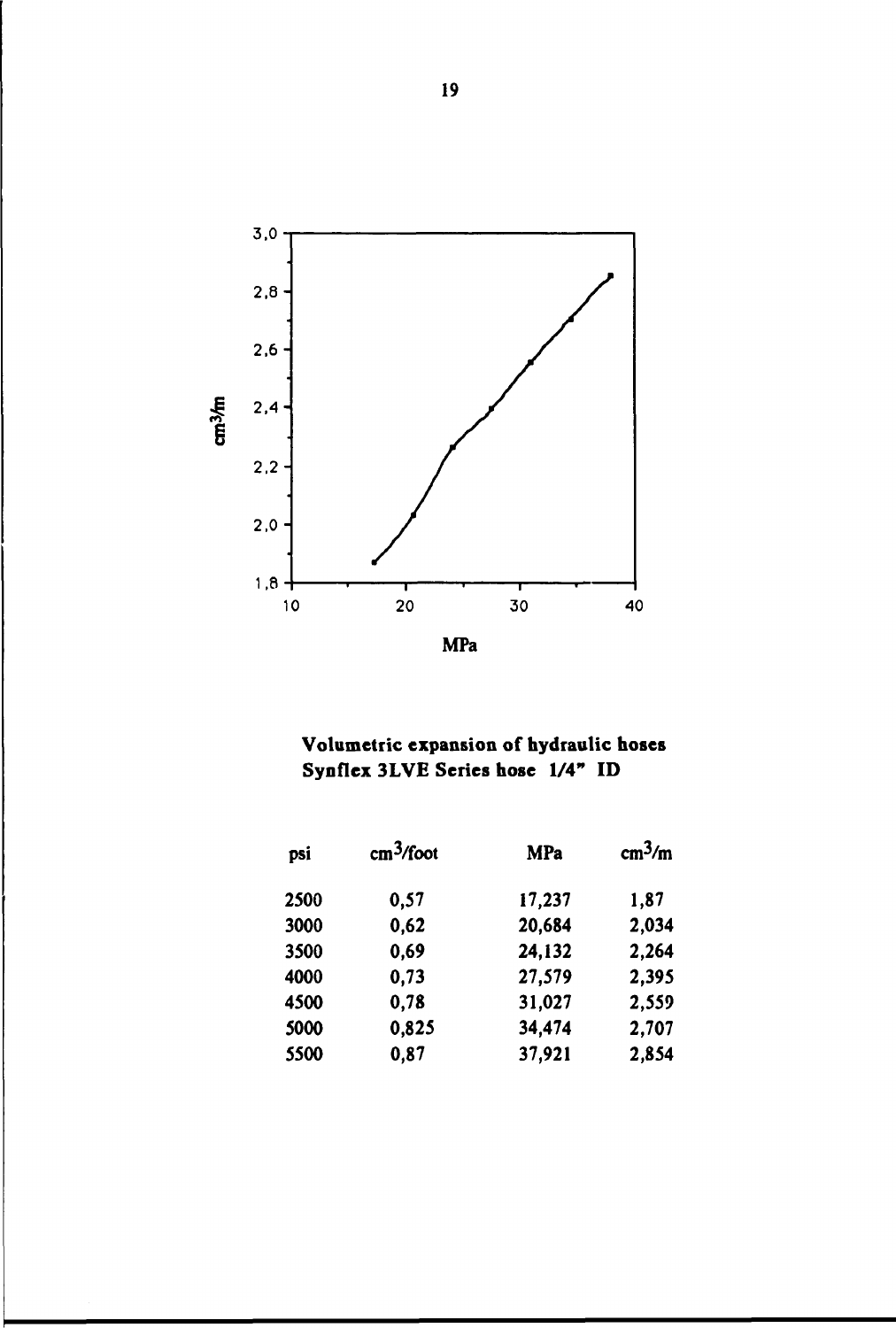**Volumetric expansion of hydraulic hoses**
**Synflex 3LVE Series hose 1/4" ID**

| psi | $cm^3$/foot | MPa | $cm^3$/m |
|---|---|---|---|
| 2500 | 0,57 | 17,237 | 1,87 |
| 3000 | 0,62 | 20,684 | 2,034 |
| 3500 | 0,69 | 24,132 | 2,264 |
| 4000 | 0,73 | 27,579 | 2,395 |
| 4500 | 0,78 | 31,027 | 2,559 |
| 5000 | 0,825 | 34,474 | 2,707 |
| 5500 | 0,87 | 37,921 | 2,854 |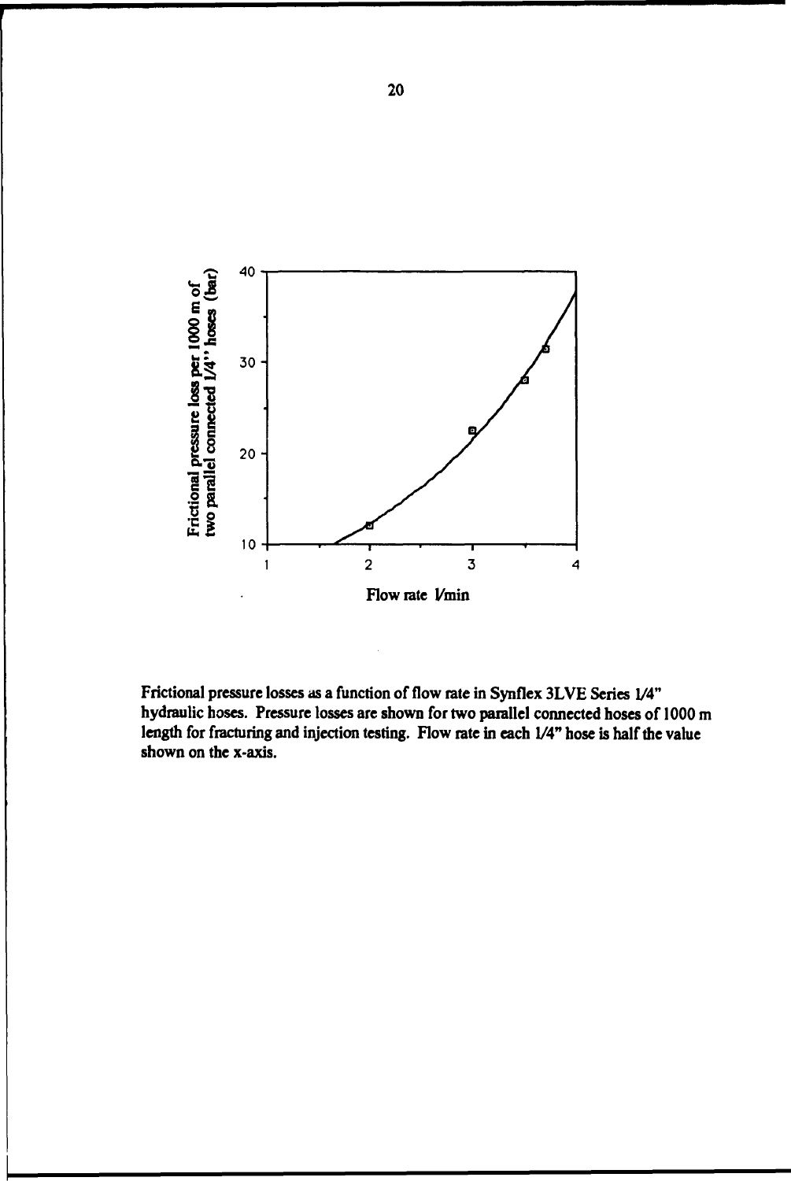Frictional pressure losses as a function of flow rate in Synflex 3LVE Series 1/4" hydraulic hoses. Pressure losses are shown for two parallel connected hoses of 1000 m length for fracturing and injection testing. Flow rate in each 1/4" hose is half the value shown on the x-axis.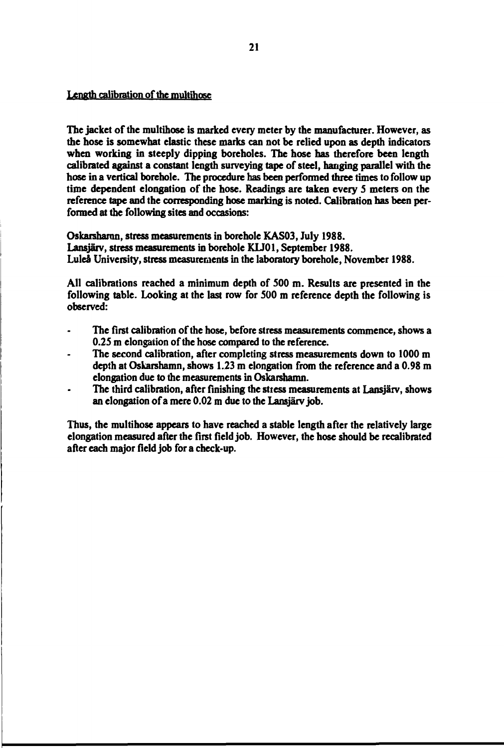Length calibration of the multihose

The jacket of the multihose is marked every meter by the manufacturer. However, as the hose is somewhat elastic these marks can not be relied upon as depth indicators when working in steeply dipping boreholes. The hose has therefore been length calibrated against a constant length surveying tape of steel, hanging parallel with the hose in a vertical borehole. The procedure has been performed three times to follow up time dependent elongation of the hose. Readings are taken every 5 meters on the reference tape and the corresponding hose marking is noted. Calibration has been performed at the following sites and occasions:

Oskarshamn, stress measurements in borehole KAS03, July 1988.
Lansjärv, stress measurements in borehole KLJ01, September 1988.
Luleå University, stress measurements in the laboratory borehole, November 1988.

All calibrations reached a minimum depth of 500 m. Results are presented in the following table. Looking at the last row for 500 m reference depth the following is observed:

- The first calibration of the hose, before stress measurements commence, shows a 0.25 m elongation of the hose compared to the reference.
- The second calibration, after completing stress measurements down to 1000 m depth at Oskarshamn, shows 1.23 m elongation from the reference and a 0.98 m elongation due to the measurements in Oskarshamn.
- The third calibration, after finishing the stress measurements at Lansjärv, shows an elongation of a mere 0.02 m due to the Lansjärv job.

Thus, the multihose appears to have reached a stable length after the relatively large elongation measured after the first field job. However, the hose should be recalibrated after each major field job for a check-up.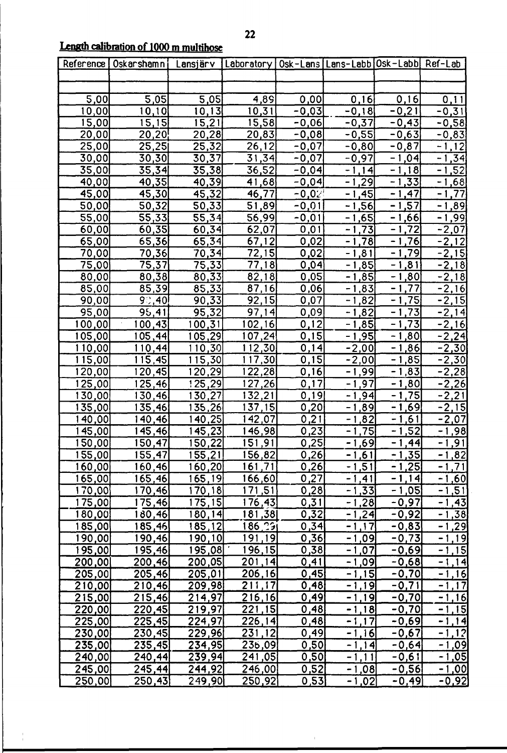**Length calibration of 1000 m multihose**

| Reference | Oskarshamn | Lansjärv | Laboratory | Osk-Lans | Lans-Labb | Osk-Labb | Ref-Lab |
|---|---|---|---|---|---|---|---|
| | | | | | | | |
| | | | | | | | |
| 5,00 | 5,05 | 5,05 | 4,89 | 0,00 | 0,16 | 0,16 | 0,11 |
| 10,00 | 10,10 | 10,13 | 10,31 | -0,03 | -0,18 | -0,21 | -0,31 |
| 15,00 | 15,15 | 15,21 | 15,58 | -0,06 | -0,37 | -0,43 | -0,58 |
| 20,00 | 20,20 | 20,28 | 20,83 | -0,08 | -0,55 | -0,63 | -0,83 |
| 25,00 | 25,25 | 25,32 | 26,12 | -0,07 | -0,80 | -0,87 | -1,12 |
| 30,00 | 30,30 | 30,37 | 31,34 | -0,07 | -0,97 | -1,04 | -1,34 |
| 35,00 | 35,34 | 35,38 | 36,52 | -0,04 | -1,14 | -1,18 | -1,52 |
| 40,00 | 40,35 | 40,39 | 41,68 | -0,04 | -1,29 | -1,33 | -1,68 |
| 45,00 | 45,30 | 45,32 | 46,77 | -0,02 | -1,45 | -1,47 | -1,77 |
| 50,00 | 50,32 | 50,33 | 51,89 | -0,01 | -1,56 | -1,57 | -1,89 |
| 55,00 | 55,33 | 55,34 | 56,99 | -0,01 | -1,65 | -1,66 | -1,99 |
| 60,00 | 60,35 | 60,34 | 62,07 | 0,01 | -1,73 | -1,72 | -2,07 |
| 65,00 | 65,36 | 65,34 | 67,12 | 0,02 | -1,78 | -1,76 | -2,12 |
| 70,00 | 70,36 | 70,34 | 72,15 | 0,02 | -1,81 | -1,79 | -2,15 |
| 75,00 | 75,37 | 75,33 | 77,18 | 0,04 | -1,85 | -1,81 | -2,18 |
| 80,00 | 80,38 | 80,33 | 82,18 | 0,05 | -1,85 | -1,80 | -2,18 |
| 85,00 | 85,39 | 85,33 | 87,16 | 0,06 | -1,83 | -1,77 | -2,16 |
| 90,00 | 90,40 | 90,33 | 92,15 | 0,07 | -1,82 | -1,75 | -2,15 |
| 95,00 | 95,41 | 95,32 | 97,14 | 0,09 | -1,82 | -1,73 | -2,14 |
| 100,00 | 100,43 | 100,31 | 102,16 | 0,12 | -1,85 | -1,73 | -2,16 |
| 105,00 | 105,44 | 105,29 | 107,24 | 0,15 | -1,95 | -1,80 | -2,24 |
| 110,00 | 110,44 | 110,30 | 112,30 | 0,14 | -2,00 | -1,86 | -2,30 |
| 115,00 | 115,45 | 115,30 | 117,30 | 0,15 | -2,00 | -1,85 | -2,30 |
| 120,00 | 120,45 | 120,29 | 122,28 | 0,16 | -1,99 | -1,83 | -2,28 |
| 125,00 | 125,46 | 125,29 | 127,26 | 0,17 | -1,97 | -1,80 | -2,26 |
| 130,00 | 130,46 | 130,27 | 132,21 | 0,19 | -1,94 | -1,75 | -2,21 |
| 135,00 | 135,46 | 135,26 | 137,15 | 0,20 | -1,89 | -1,69 | -2,15 |
| 140,00 | 140,46 | 140,25 | 142,07 | 0,21 | -1,82 | -1,61 | -2,07 |
| 145,00 | 145,46 | 145,23 | 146,98 | 0,23 | -1,75 | -1,52 | -1,98 |
| 150,00 | 150,47 | 150,22 | 151,91 | 0,25 | -1,69 | -1,44 | -1,91 |
| 155,00 | 155,47 | 155,21 | 156,82 | 0,26 | -1,61 | -1,35 | -1,82 |
| 160,00 | 160,46 | 160,20 | 161,71 | 0,26 | -1,51 | -1,25 | -1,71 |
| 165,00 | 165,46 | 165,19 | 166,60 | 0,27 | -1,41 | -1,14 | -1,60 |
| 170,00 | 170,46 | 170,18 | 171,51 | 0,28 | -1,33 | -1,05 | -1,51 |
| 175,00 | 175,46 | 175,15 | 176,43 | 0,31 | -1,28 | -0,97 | -1,43 |
| 180,00 | 180,46 | 180,14 | 181,38 | 0,32 | -1,24 | -0,92 | -1,38 |
| 185,00 | 185,46 | 185,12 | 186,29 | 0,34 | -1,17 | -0,83 | -1,29 |
| 190,00 | 190,46 | 190,10 | 191,19 | 0,36 | -1,09 | -0,73 | -1,19 |
| 195,00 | 195,46 | 195,08 | 196,15 | 0,38 | -1,07 | -0,69 | -1,15 |
| 200,00 | 200,46 | 200,05 | 201,14 | 0,41 | -1,09 | -0,68 | -1,14 |
| 205,00 | 205,46 | 205,01 | 206,16 | 0,45 | -1,15 | -0,70 | -1,16 |
| 210,00 | 210,46 | 209,98 | 211,17 | 0,48 | -1,19 | -0,71 | -1,17 |
| 215,00 | 215,46 | 214,97 | 216,16 | 0,49 | -1,19 | -0,70 | -1,16 |
| 220,00 | 220,45 | 219,97 | 221,15 | 0,48 | -1,18 | -0,70 | -1,15 |
| 225,00 | 225,45 | 224,97 | 226,14 | 0,48 | -1,17 | -0,69 | -1,14 |
| 230,00 | 230,45 | 229,96 | 231,12 | 0,49 | -1,16 | -0,67 | -1,12 |
| 235,00 | 235,45 | 234,95 | 236,09 | 0,50 | -1,14 | -0,64 | -1,09 |
| 240,00 | 240,44 | 239,94 | 241,05 | 0,50 | -1,11 | -0,61 | -1,05 |
| 245,00 | 245,44 | 244,92 | 246,00 | 0,52 | -1,08 | -0,56 | -1,00 |
| 250,00 | 250,43 | 249,90 | 250,92 | 0,53 | -1,02 | -0,49 | -0,92 |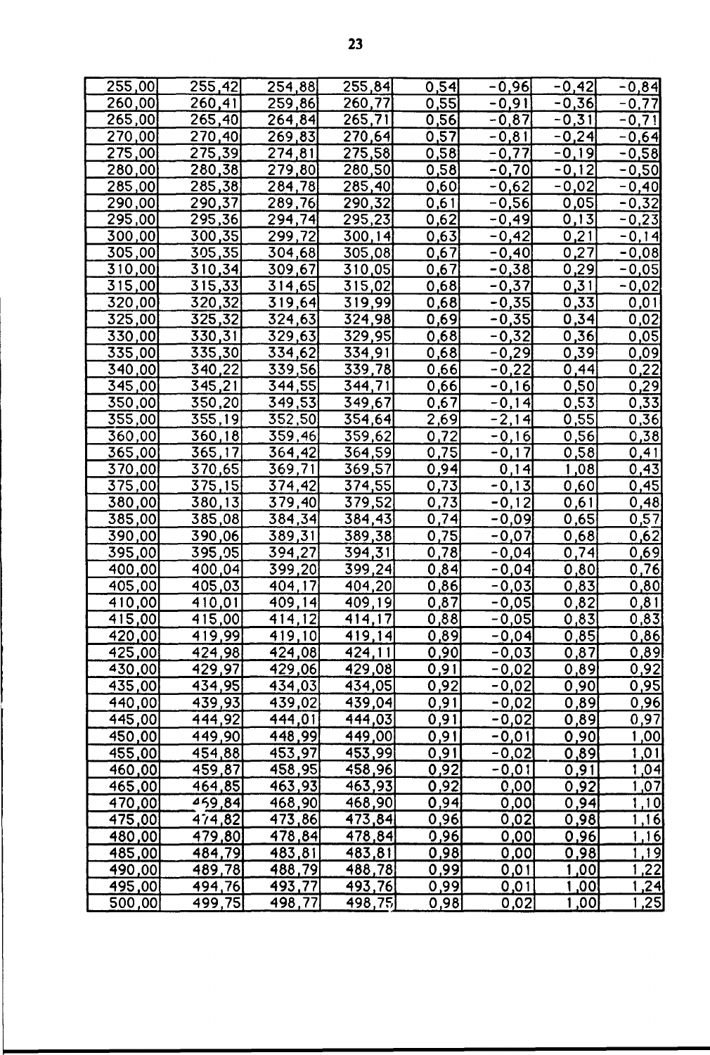| 255,00 | 255,42 | 254,88 | 255,84 | 0,54 | -0,96 | -0,42 | -0,84 |
|---|---|---|---|---|---|---|---|
| 260,00 | 260,41 | 259,86 | 260,77 | 0,55 | -0,91 | -0,36 | -0,77 |
| 265,00 | 265,40 | 264,84 | 265,71 | 0,56 | -0,87 | -0,31 | -0,71 |
| 270,00 | 270,40 | 269,83 | 270,64 | 0,57 | -0,81 | -0,24 | -0,64 |
| 275,00 | 275,39 | 274,81 | 275,58 | 0,58 | -0,77 | -0,19 | -0,58 |
| 280,00 | 280,38 | 279,80 | 280,50 | 0,58 | -0,70 | -0,12 | -0,50 |
| 285,00 | 285,38 | 284,78 | 285,40 | 0,60 | -0,62 | -0,02 | -0,40 |
| 290,00 | 290,37 | 289,76 | 290,32 | 0,61 | -0,56 | 0,05 | -0,32 |
| 295,00 | 295,36 | 294,74 | 295,23 | 0,62 | -0,49 | 0,13 | -0,23 |
| 300,00 | 300,35 | 299,72 | 300,14 | 0,63 | -0,42 | 0,21 | -0,14 |
| 305,00 | 305,35 | 304,68 | 305,08 | 0,67 | -0,40 | 0,27 | -0,08 |
| 310,00 | 310,34 | 309,67 | 310,05 | 0,67 | -0,38 | 0,29 | -0,05 |
| 315,00 | 315,33 | 314,65 | 315,02 | 0,68 | -0,37 | 0,31 | -0,02 |
| 320,00 | 320,32 | 319,64 | 319,99 | 0,68 | -0,35 | 0,33 | 0,01 |
| 325,00 | 325,32 | 324,63 | 324,98 | 0,69 | -0,35 | 0,34 | 0,02 |
| 330,00 | 330,31 | 329,63 | 329,95 | 0,68 | -0,32 | 0,36 | 0,05 |
| 335,00 | 335,30 | 334,62 | 334,91 | 0,68 | -0,29 | 0,39 | 0,09 |
| 340,00 | 340,22 | 339,56 | 339,78 | 0,66 | -0,22 | 0,44 | 0,22 |
| 345,00 | 345,21 | 344,55 | 344,71 | 0,66 | -0,16 | 0,50 | 0,29 |
| 350,00 | 350,20 | 349,53 | 349,67 | 0,67 | -0,14 | 0,53 | 0,33 |
| 355,00 | 355,19 | 352,50 | 354,64 | 2,69 | -2,14 | 0,55 | 0,36 |
| 360,00 | 360,18 | 359,46 | 359,62 | 0,72 | -0,16 | 0,56 | 0,38 |
| 365,00 | 365,17 | 364,42 | 364,59 | 0,75 | -0,17 | 0,58 | 0,41 |
| 370,00 | 370,65 | 369,71 | 369,57 | 0,94 | 0,14 | 1,08 | 0,43 |
| 375,00 | 375,15 | 374,42 | 374,55 | 0,73 | -0,13 | 0,60 | 0,45 |
| 380,00 | 380,13 | 379,40 | 379,52 | 0,73 | -0,12 | 0,61 | 0,48 |
| 385,00 | 385,08 | 384,34 | 384,43 | 0,74 | -0,09 | 0,65 | 0,57 |
| 390,00 | 390,06 | 389,31 | 389,38 | 0,75 | -0,07 | 0,68 | 0,62 |
| 395,00 | 395,05 | 394,27 | 394,31 | 0,78 | -0,04 | 0,74 | 0,69 |
| 400,00 | 400,04 | 399,20 | 399,24 | 0,84 | -0,04 | 0,80 | 0,76 |
| 405,00 | 405,03 | 404,17 | 404,20 | 0,86 | -0,03 | 0,83 | 0,80 |
| 410,00 | 410,01 | 409,14 | 409,19 | 0,87 | -0,05 | 0,82 | 0,81 |
| 415,00 | 415,00 | 414,12 | 414,17 | 0,88 | -0,05 | 0,83 | 0,83 |
| 420,00 | 419,99 | 419,10 | 419,14 | 0,89 | -0,04 | 0,85 | 0,86 |
| 425,00 | 424,98 | 424,08 | 424,11 | 0,90 | -0,03 | 0,87 | 0,89 |
| 430,00 | 429,97 | 429,06 | 429,08 | 0,91 | -0,02 | 0,89 | 0,92 |
| 435,00 | 434,95 | 434,03 | 434,05 | 0,92 | -0,02 | 0,90 | 0,95 |
| 440,00 | 439,93 | 439,02 | 439,04 | 0,91 | -0,02 | 0,89 | 0,96 |
| 445,00 | 444,92 | 444,01 | 444,03 | 0,91 | -0,02 | 0,89 | 0,97 |
| 450,00 | 449,90 | 448,99 | 449,00 | 0,91 | -0,01 | 0,90 | 1,00 |
| 455,00 | 454,88 | 453,97 | 453,99 | 0,91 | -0,02 | 0,89 | 1,01 |
| 460,00 | 459,87 | 458,95 | 458,96 | 0,92 | -0,01 | 0,91 | 1,04 |
| 465,00 | 464,85 | 463,93 | 463,93 | 0,92 | 0,00 | 0,92 | 1,07 |
| 470,00 | 469,84 | 468,90 | 468,90 | 0,94 | 0,00 | 0,94 | 1,10 |
| 475,00 | 474,82 | 473,86 | 473,84 | 0,96 | 0,02 | 0,98 | 1,16 |
| 480,00 | 479,80 | 478,84 | 478,84 | 0,96 | 0,00 | 0,96 | 1,16 |
| 485,00 | 484,79 | 483,81 | 483,81 | 0,98 | 0,00 | 0,98 | 1,19 |
| 490,00 | 489,78 | 488,79 | 488,78 | 0,99 | 0,01 | 1,00 | 1,22 |
| 495,00 | 494,76 | 493,77 | 493,76 | 0,99 | 0,01 | 1,00 | 1,24 |
| 500,00 | 499,75 | 498,77 | 498,75 | 0,98 | 0,02 | 1,00 | 1,25 |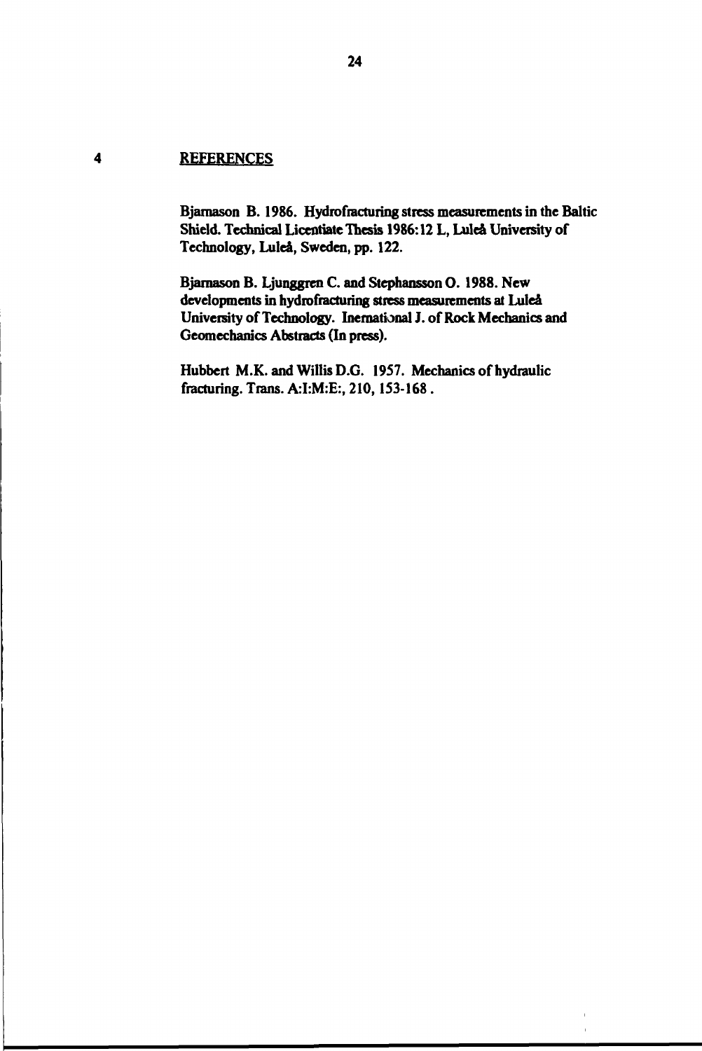# 4 REFERENCES

Bjarnason B. 1986. Hydrofracturing stress measurements in the Baltic Shield. Technical Licentiate Thesis 1986:12 L, Luleå University of Technology, Luleå, Sweden, pp. 122.

Bjarnason B. Ljunggren C. and Stephansson O. 1988. New developments in hydrofracturing stress measurements at Luleå University of Technology. Inernational J. of Rock Mechanics and Geomechanics Abstracts (In press).

Hubbert M.K. and Willis D.G. 1957. Mechanics of hydraulic fracturing. Trans. A:I:M:E:, 210, 153-168 .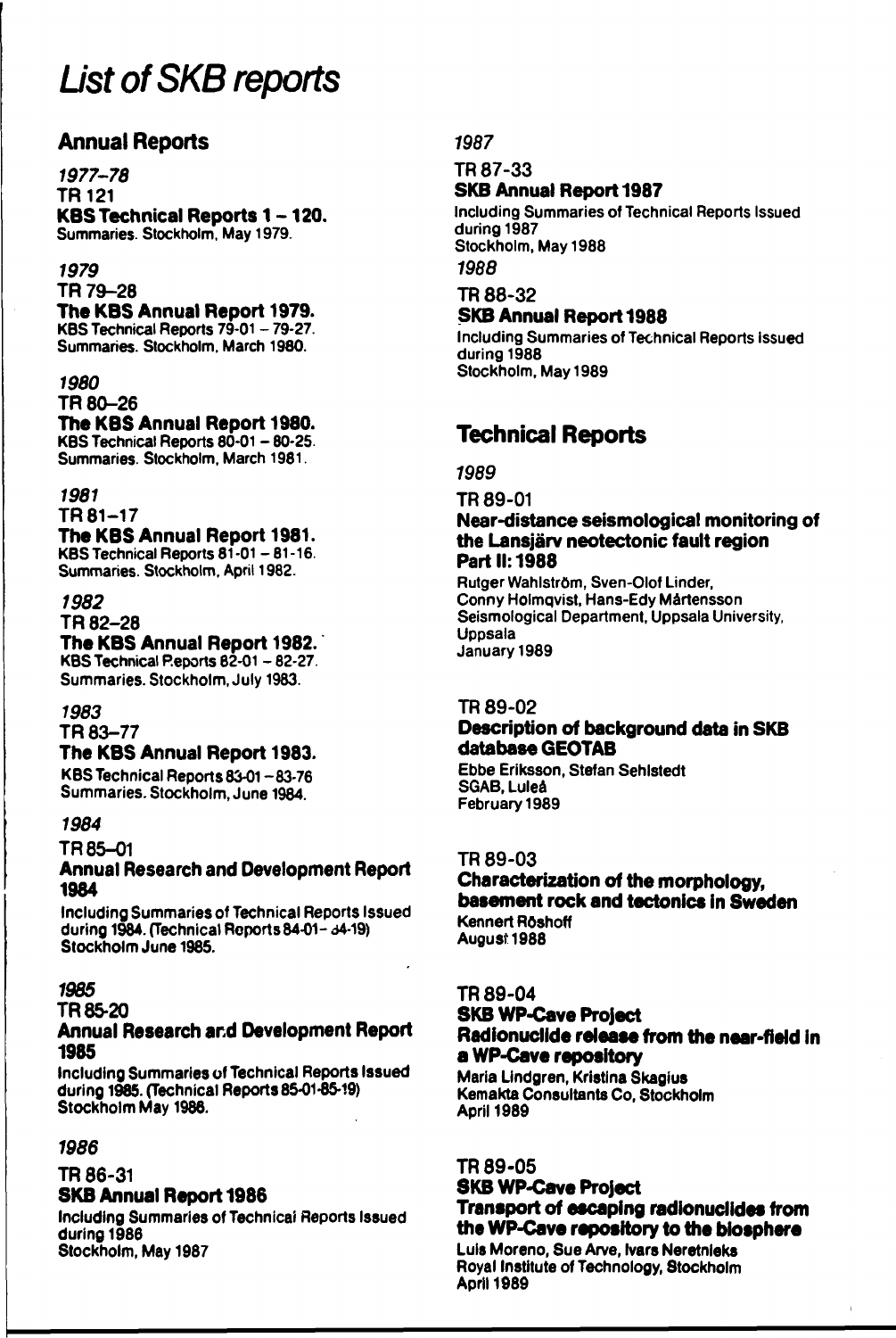# List of SKB reports

## Annual Reports

*1977–78*

TR 121

**KBS Technical Reports 1 – 120.**

Summaries. Stockholm, May 1979.

*1979*

TR 79–28

**The KBS Annual Report 1979.**

KBS Technical Reports 79-01 – 79-27.
Summaries. Stockholm, March 1980.

*1980*

TR 80–26

**The KBS Annual Report 1980.**

KBS Technical Reports 80-01 – 80-25.
Summaries. Stockholm, March 1981.

*1981*

TR 81–17

**The KBS Annual Report 1981.**

KBS Technical Reports 81-01 – 81-16.
Summaries. Stockholm, April 1982.

*1982*

TR 82–28

**The KBS Annual Report 1982.**

KBS Technical Reports 82-01 – 82-27.
Summaries. Stockholm, July 1983.

*1983*

TR 83–77

**The KBS Annual Report 1983.**

KBS Technical Reports 83-01 – 83-76
Summaries. Stockholm, June 1984.

*1984*

TR 85–01

**Annual Research and Development Report 1984**

Including Summaries of Technical Reports Issued during 1984. (Technical Reports 84-01 – 84-19)
Stockholm June 1985.

*1985*

TR 85-20

**Annual Research and Development Report 1985**

Including Summaries of Technical Reports Issued during 1985. (Technical Reports 85-01-85-19)
Stockholm May 1986.

*1986*

TR 86-31

**SKB Annual Report 1986**

Including Summaries of Technical Reports Issued during 1986
Stockholm, May 1987

*1987*

TR 87-33

**SKB Annual Report 1987**

Including Summaries of Technical Reports Issued during 1987
Stockholm, May 1988

*1988*

TR 88-32

**SKB Annual Report 1988**

Including Summaries of Technical Reports Issued during 1988
Stockholm, May 1989

## Technical Reports

*1989*

TR 89-01

**Near-distance seismological monitoring of the Lansjärv neotectonic fault region Part II: 1988**

Rutger Wahlström, Sven-Olof Linder, Conny Holmqvist, Hans-Edy Mårtensson
Seismological Department, Uppsala University, Uppsala
January 1989

TR 89-02

**Description of background data in SKB database GEOTAB**

Ebbe Eriksson, Stefan Sehlstedt
SGAB, Luleå
February 1989

TR 89-03

**Characterization of the morphology, basement rock and tectonics in Sweden**

Kennert Röshoff
August 1988

TR 89-04

**SKB WP-Cave Project**
**Radionuclide release from the near-field in a WP-Cave repository**

Maria Lindgren, Kristina Skagius
Kemakta Consultants Co, Stockholm
April 1989

TR 89-05

**SKB WP-Cave Project**
**Transport of escaping radionuclides from the WP-Cave repository to the biosphere**

Luis Moreno, Sue Arve, Ivars Neretnieks
Royal Institute of Technology, Stockholm
April 1989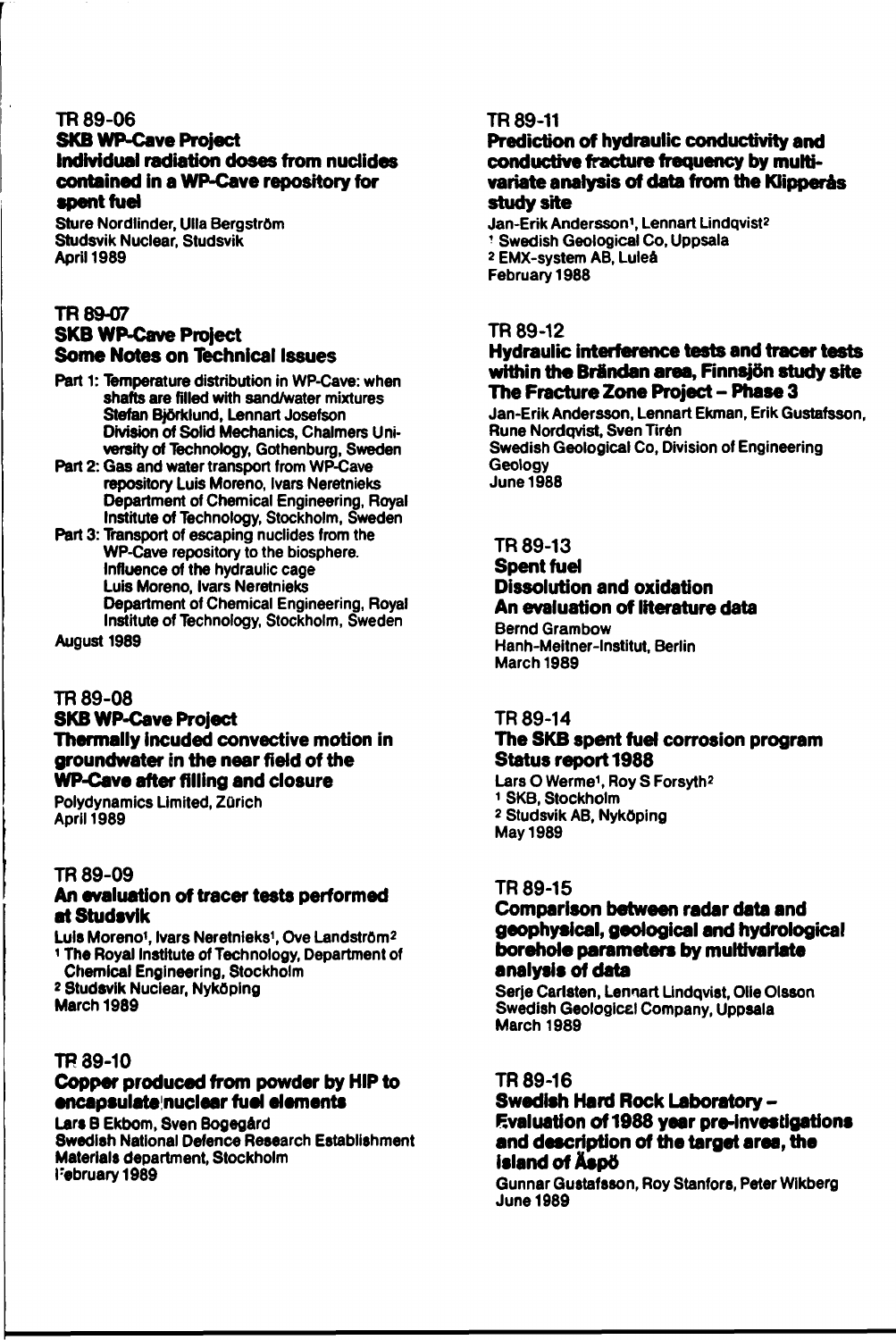### TR 89-06
**SKB WP-Cave Project**
**Individual radiation doses from nuclides contained in a WP-Cave repository for spent fuel**
Sture Nordlinder, Ulla Bergström
Studsvik Nuclear, Studsvik
April 1989

### TR 89-07
**SKB WP-Cave Project**
**Some Notes on Technical Issues**

- Part 1: Temperature distribution in WP-Cave: when shafts are filled with sand/water mixtures
  Stefan Björklund, Lennart Josefson
  Division of Solid Mechanics, Chalmers University of Technology, Gothenburg, Sweden
- Part 2: Gas and water transport from WP-Cave repository Luis Moreno, Ivars Neretnieks
  Department of Chemical Engineering, Royal Institute of Technology, Stockholm, Sweden
- Part 3: Transport of escaping nuclides from the WP-Cave repository to the biosphere. Influence of the hydraulic cage
  Luis Moreno, Ivars Neretnieks
  Department of Chemical Engineering, Royal Institute of Technology, Stockholm, Sweden

August 1989

### TR 89-08
**SKB WP-Cave Project**
**Thermally incuded convective motion in groundwater in the near field of the WP-Cave after filling and closure**
Polydynamics Limited, Zürich
April 1989

### TR 89-09
**An evaluation of tracer tests performed at Studsvik**
Luis Moreno[1], Ivars Neretnieks[1], Ove Landström[2]
[1] The Royal Institute of Technology, Department of Chemical Engineering, Stockholm
[2] Studsvik Nuclear, Nyköping
March 1989

### TR 89-10
**Copper produced from powder by HIP to encapsulate nuclear fuel elements**
Lars B Ekbom, Sven Bogegård
Swedish National Defence Research Establishment
Materials department, Stockholm
February 1989

### TR 89-11
**Prediction of hydraulic conductivity and conductive fracture frequency by multivariate analysis of data from the Klipperås study site**
Jan-Erik Andersson[1], Lennart Lindqvist[2]
[1] Swedish Geological Co, Uppsala
[2] EMX-system AB, Luleå
February 1988

### TR 89-12
**Hydraulic interference tests and tracer tests within the Brändan area, Finnsjön study site**
**The Fracture Zone Project – Phase 3**
Jan-Erik Andersson, Lennart Ekman, Erik Gustafsson, Rune Nordqvist, Sven Tirén
Swedish Geological Co, Division of Engineering Geology
June 1988

### TR 89-13
**Spent fuel**
**Dissolution and oxidation**
**An evaluation of literature data**
Bernd Grambow
Hanh-Meitner-Institut, Berlin
March 1989

### TR 89-14
**The SKB spent fuel corrosion program**
**Status report 1988**
Lars O Werme[1], Roy S Forsyth[2]
[1] SKB, Stockholm
[2] Studsvik AB, Nyköping
May 1989

### TR 89-15
**Comparison between radar data and geophysical, geological and hydrological borehole parameters by multivariate analysis of data**
Serje Carlsten, Lennart Lindqvist, Olle Olsson
Swedish Geological Company, Uppsala
March 1989

### TR 89-16
**Swedish Hard Rock Laboratory – Evaluation of 1988 year pre-investigations and description of the target area, the island of Äspö**
Gunnar Gustafsson, Roy Stanfors, Peter Wikberg
June 1989